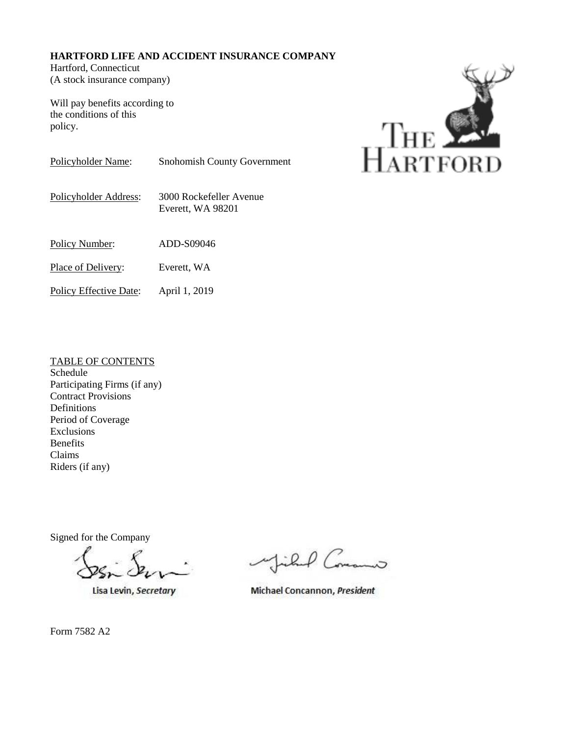**HARTFORD LIFE AND ACCIDENT INSURANCE COMPANY**
Hartford, Connecticut
(A stock insurance company)

Will pay benefits according to the conditions of this policy.

Policyholder Name: Snohomish County Government

Policyholder Address: 3000 Rockefeller Avenue
Everett, WA 98201

Policy Number: ADD-S09046

Place of Delivery: Everett, WA

Policy Effective Date: April 1, 2019

TABLE OF CONTENTS
Schedule
Participating Firms (if any)
Contract Provisions
Definitions
Period of Coverage
Exclusions
Benefits
Claims
Riders (if any)

Signed for the Company

Lisa Levin, *Secretary*

Michael Concannon, *President*

Form 7582 A2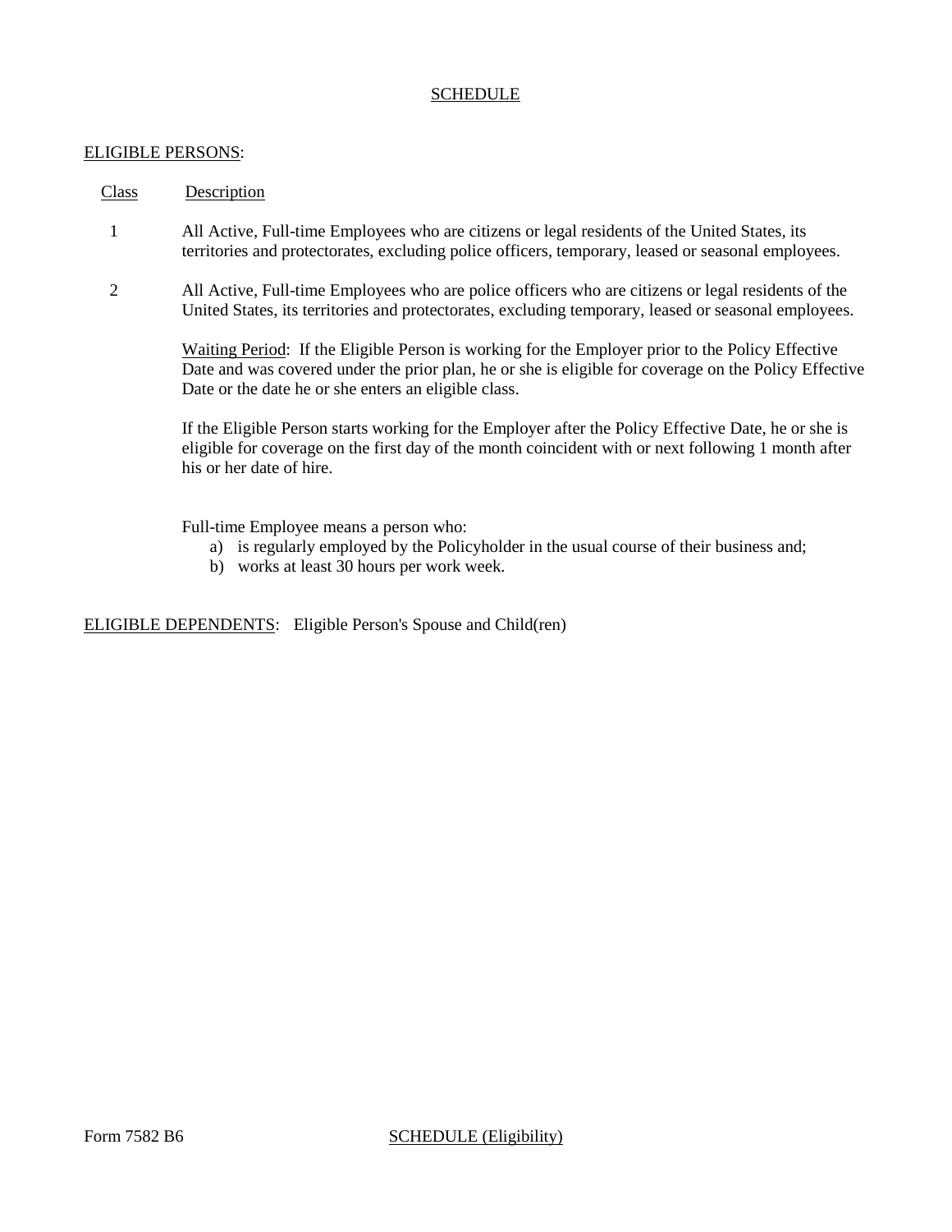# SCHEDULE

ELIGIBLE PERSONS:

| Class | Description |
|---|---|
| 1 | All Active, Full-time Employees who are citizens or legal residents of the United States, its territories and protectorates, excluding police officers, temporary, leased or seasonal employees. |
| 2 | All Active, Full-time Employees who are police officers who are citizens or legal residents of the United States, its territories and protectorates, excluding temporary, leased or seasonal employees. |

Waiting Period: If the Eligible Person is working for the Employer prior to the Policy Effective Date and was covered under the prior plan, he or she is eligible for coverage on the Policy Effective Date or the date he or she enters an eligible class.

If the Eligible Person starts working for the Employer after the Policy Effective Date, he or she is eligible for coverage on the first day of the month coincident with or next following 1 month after his or her date of hire.

Full-time Employee means a person who:

a) is regularly employed by the Policyholder in the usual course of their business and;
b) works at least 30 hours per work week.

ELIGIBLE DEPENDENTS: Eligible Person's Spouse and Child(ren)

Form 7582 B6 SCHEDULE (Eligibility)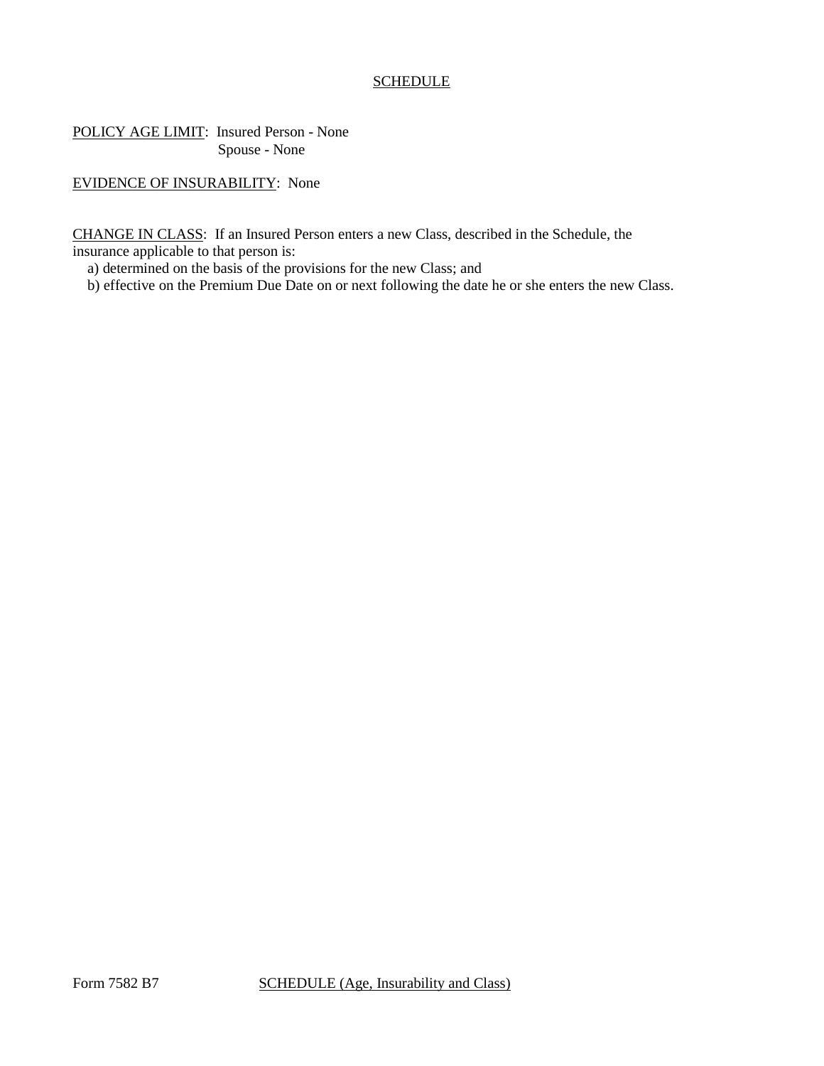## SCHEDULE

<u>POLICY AGE LIMIT</u>: Insured Person - None
Spouse - None

<u>EVIDENCE OF INSURABILITY</u>: None

<u>CHANGE IN CLASS</u>: If an Insured Person enters a new Class, described in the Schedule, the insurance applicable to that person is:

a) determined on the basis of the provisions for the new Class; and
b) effective on the Premium Due Date on or next following the date he or she enters the new Class.

Form 7582 B7 SCHEDULE (Age, Insurability and Class)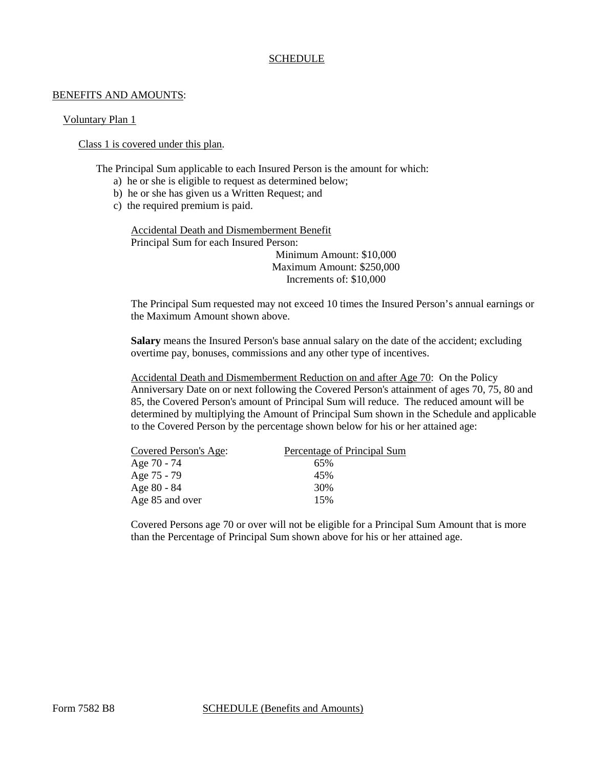## SCHEDULE

BENEFITS AND AMOUNTS:

Voluntary Plan 1

Class 1 is covered under this plan.

The Principal Sum applicable to each Insured Person is the amount for which:

a) he or she is eligible to request as determined below;
b) he or she has given us a Written Request; and
c) the required premium is paid.

Accidental Death and Dismemberment Benefit
Principal Sum for each Insured Person:

Minimum Amount: $10,000
Maximum Amount: $250,000
Increments of: $10,000

The Principal Sum requested may not exceed 10 times the Insured Person's annual earnings or the Maximum Amount shown above.

**Salary** means the Insured Person's base annual salary on the date of the accident; excluding overtime pay, bonuses, commissions and any other type of incentives.

Accidental Death and Dismemberment Reduction on and after Age 70: On the Policy Anniversary Date on or next following the Covered Person's attainment of ages 70, 75, 80 and 85, the Covered Person's amount of Principal Sum will reduce. The reduced amount will be determined by multiplying the Amount of Principal Sum shown in the Schedule and applicable to the Covered Person by the percentage shown below for his or her attained age:

| Covered Person's Age: | Percentage of Principal Sum |
|---|---|
| Age 70 - 74 | 65% |
| Age 75 - 79 | 45% |
| Age 80 - 84 | 30% |
| Age 85 and over | 15% |

Covered Persons age 70 or over will not be eligible for a Principal Sum Amount that is more than the Percentage of Principal Sum shown above for his or her attained age.

Form 7582 B8 SCHEDULE (Benefits and Amounts)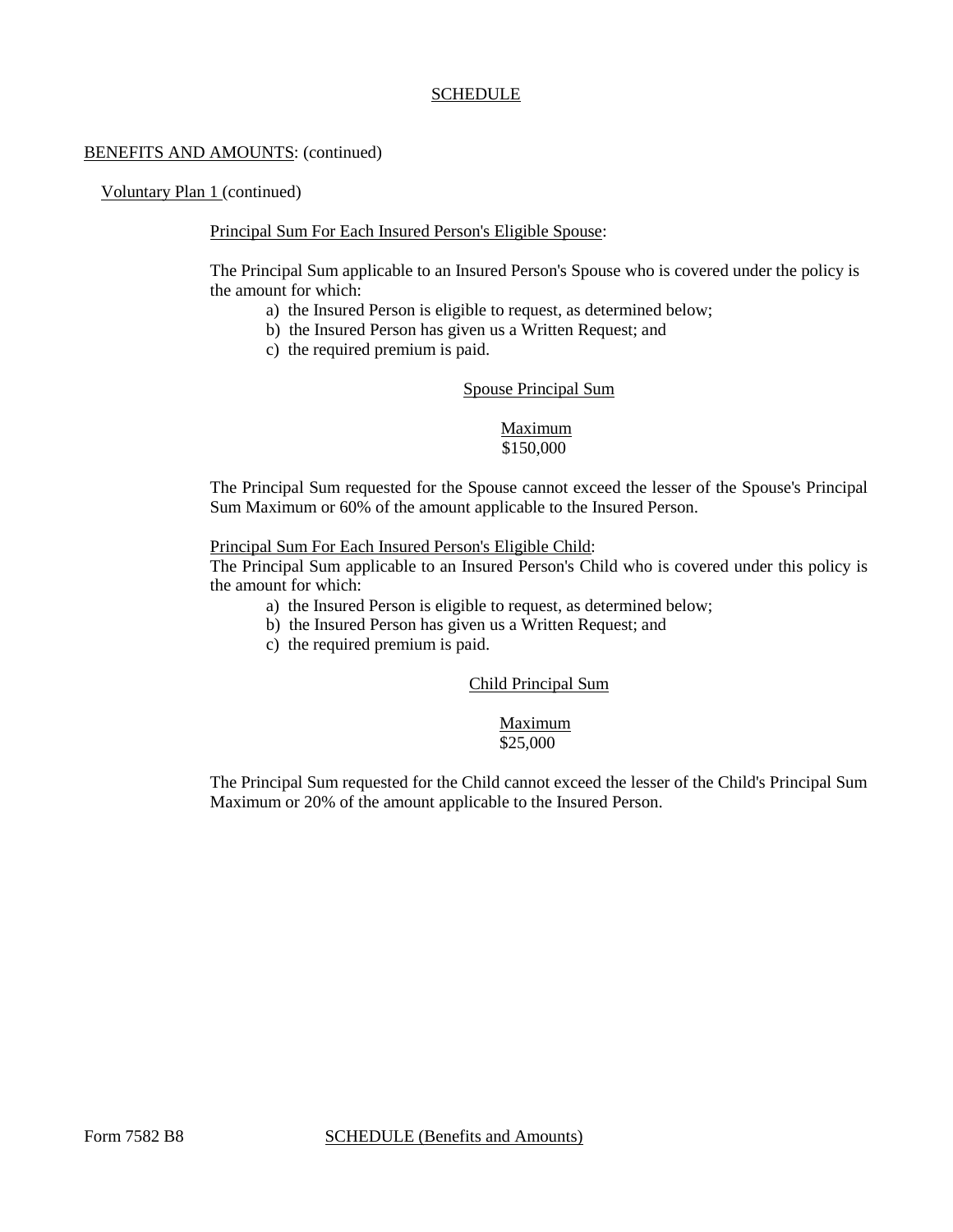# SCHEDULE

## BENEFITS AND AMOUNTS: (continued)

### Voluntary Plan 1 (continued)

Principal Sum For Each Insured Person's Eligible Spouse:

The Principal Sum applicable to an Insured Person's Spouse who is covered under the policy is the amount for which:

a) the Insured Person is eligible to request, as determined below;
b) the Insured Person has given us a Written Request; and
c) the required premium is paid.

Spouse Principal Sum

| Maximum |
|---|
| $150,000 |

The Principal Sum requested for the Spouse cannot exceed the lesser of the Spouse's Principal Sum Maximum or 60% of the amount applicable to the Insured Person.

Principal Sum For Each Insured Person's Eligible Child:

The Principal Sum applicable to an Insured Person's Child who is covered under this policy is the amount for which:

a) the Insured Person is eligible to request, as determined below;
b) the Insured Person has given us a Written Request; and
c) the required premium is paid.

Child Principal Sum

| Maximum |
|---|
| $25,000 |

The Principal Sum requested for the Child cannot exceed the lesser of the Child's Principal Sum Maximum or 20% of the amount applicable to the Insured Person.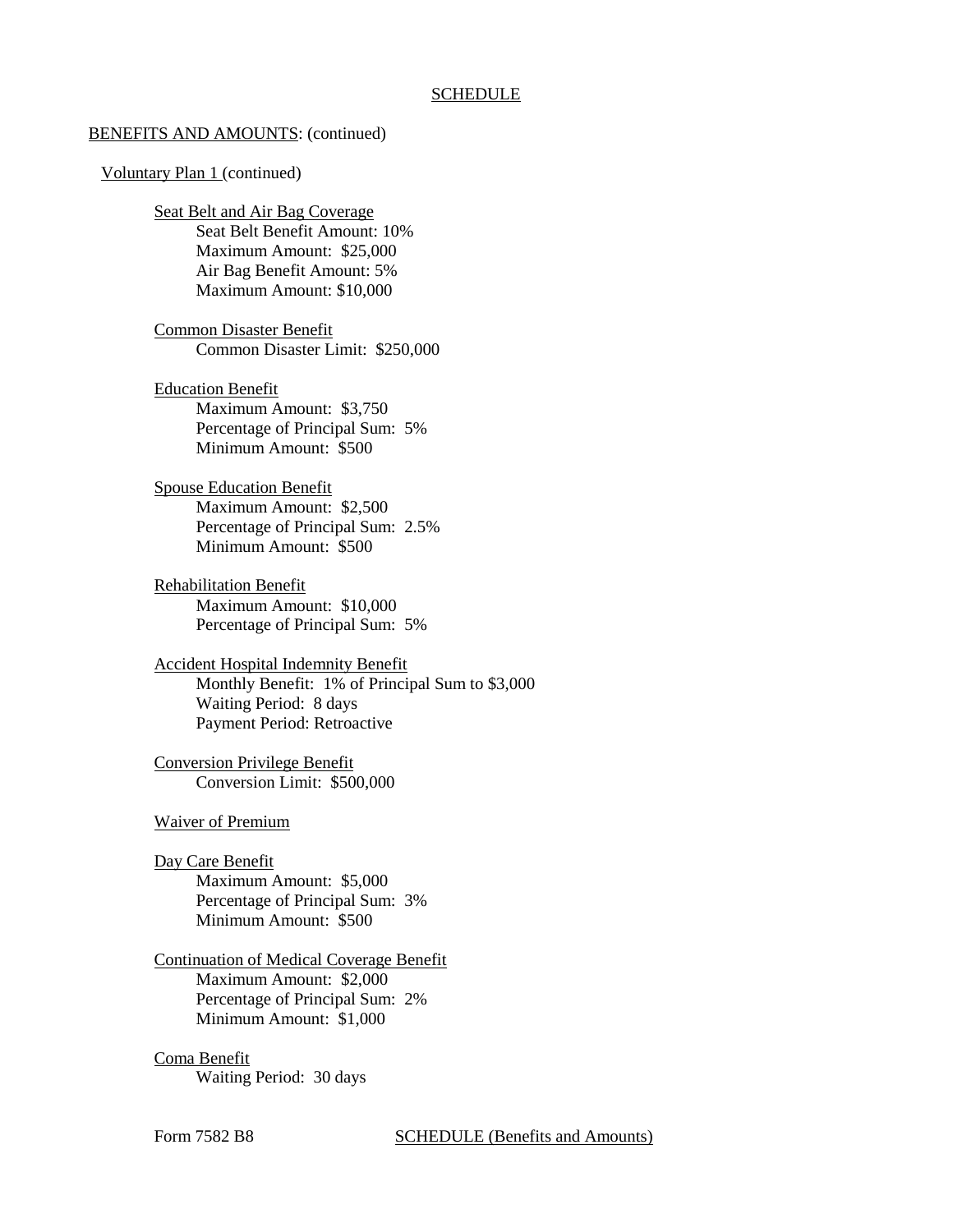## SCHEDULE

BENEFITS AND AMOUNTS: (continued)

Voluntary Plan 1 (continued)

Seat Belt and Air Bag Coverage
- Seat Belt Benefit Amount: 10%
- Maximum Amount: $25,000
- Air Bag Benefit Amount: 5%
- Maximum Amount: $10,000

Common Disaster Benefit
- Common Disaster Limit: $250,000

Education Benefit
- Maximum Amount: $3,750
- Percentage of Principal Sum: 5%
- Minimum Amount: $500

Spouse Education Benefit
- Maximum Amount: $2,500
- Percentage of Principal Sum: 2.5%
- Minimum Amount: $500

Rehabilitation Benefit
- Maximum Amount: $10,000
- Percentage of Principal Sum: 5%

Accident Hospital Indemnity Benefit
- Monthly Benefit: 1% of Principal Sum to $3,000
- Waiting Period: 8 days
- Payment Period: Retroactive

Conversion Privilege Benefit
- Conversion Limit: $500,000

Waiver of Premium

Day Care Benefit
- Maximum Amount: $5,000
- Percentage of Principal Sum: 3%
- Minimum Amount: $500

Continuation of Medical Coverage Benefit
- Maximum Amount: $2,000
- Percentage of Principal Sum: 2%
- Minimum Amount: $1,000

Coma Benefit
- Waiting Period: 30 days

Form 7582 B8 SCHEDULE (Benefits and Amounts)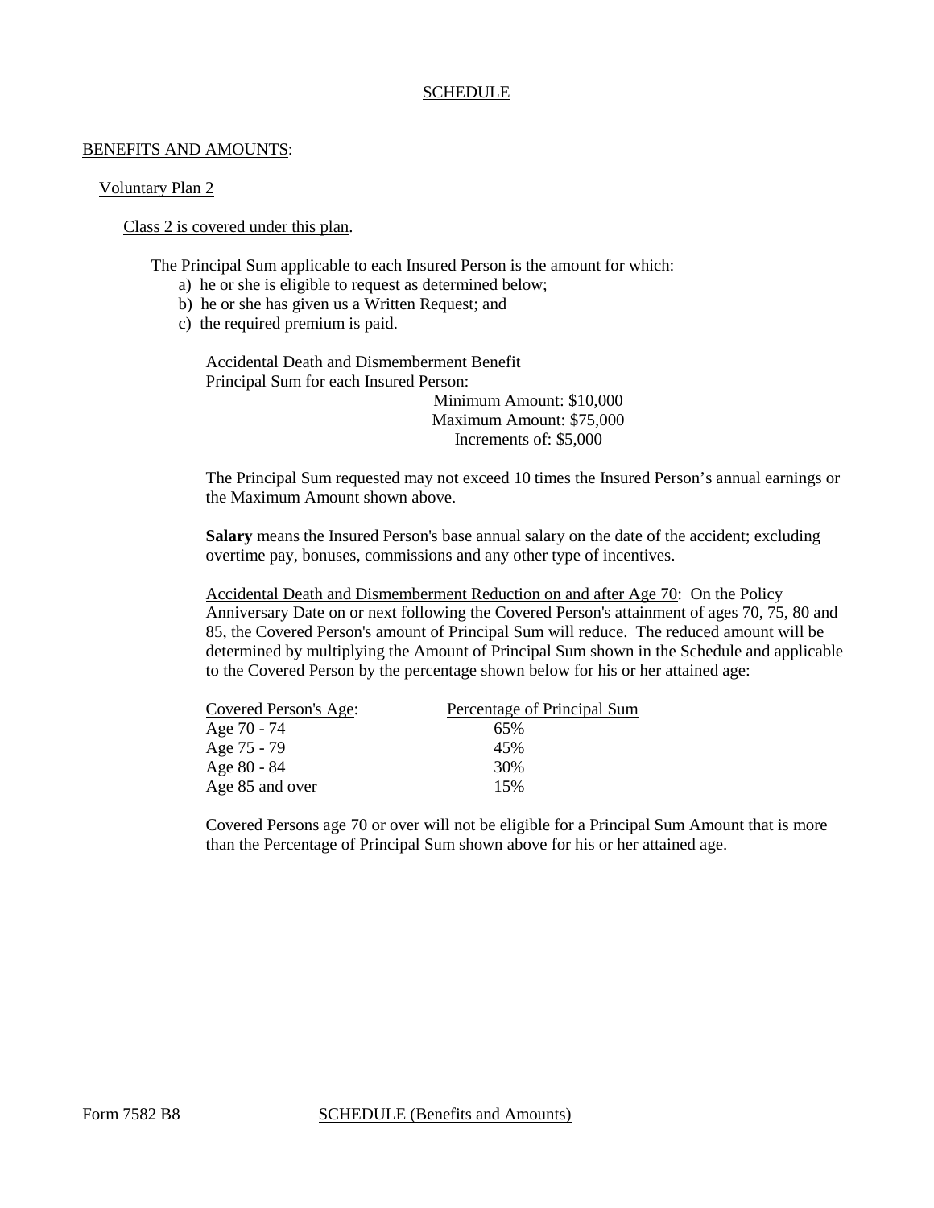# SCHEDULE

## BENEFITS AND AMOUNTS:

### Voluntary Plan 2

Class 2 is covered under this plan.

The Principal Sum applicable to each Insured Person is the amount for which:

a) he or she is eligible to request as determined below;
b) he or she has given us a Written Request; and
c) the required premium is paid.

Accidental Death and Dismemberment Benefit
Principal Sum for each Insured Person:

Minimum Amount: $10,000
Maximum Amount: $75,000
Increments of: $5,000

The Principal Sum requested may not exceed 10 times the Insured Person's annual earnings or the Maximum Amount shown above.

**Salary** means the Insured Person's base annual salary on the date of the accident; excluding overtime pay, bonuses, commissions and any other type of incentives.

Accidental Death and Dismemberment Reduction on and after Age 70: On the Policy Anniversary Date on or next following the Covered Person's attainment of ages 70, 75, 80 and 85, the Covered Person's amount of Principal Sum will reduce. The reduced amount will be determined by multiplying the Amount of Principal Sum shown in the Schedule and applicable to the Covered Person by the percentage shown below for his or her attained age:

| Covered Person's Age: | Percentage of Principal Sum |
|---|---|
| Age 70 - 74 | 65% |
| Age 75 - 79 | 45% |
| Age 80 - 84 | 30% |
| Age 85 and over | 15% |

Covered Persons age 70 or over will not be eligible for a Principal Sum Amount that is more than the Percentage of Principal Sum shown above for his or her attained age.

Form 7582 B8 SCHEDULE (Benefits and Amounts)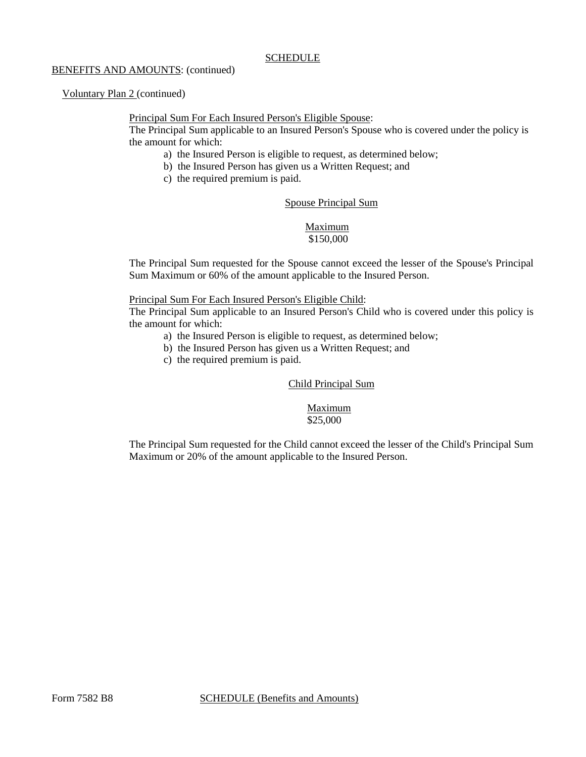SCHEDULE

BENEFITS AND AMOUNTS: (continued)

Voluntary Plan 2 (continued)

Principal Sum For Each Insured Person's Eligible Spouse:
The Principal Sum applicable to an Insured Person's Spouse who is covered under the policy is the amount for which:

a) the Insured Person is eligible to request, as determined below;
b) the Insured Person has given us a Written Request; and
c) the required premium is paid.

Spouse Principal Sum

| Maximum |
|---|
| $150,000 |

The Principal Sum requested for the Spouse cannot exceed the lesser of the Spouse's Principal Sum Maximum or 60% of the amount applicable to the Insured Person.

Principal Sum For Each Insured Person's Eligible Child:
The Principal Sum applicable to an Insured Person's Child who is covered under this policy is the amount for which:

a) the Insured Person is eligible to request, as determined below;
b) the Insured Person has given us a Written Request; and
c) the required premium is paid.

Child Principal Sum

| Maximum |
|---|
| $25,000 |

The Principal Sum requested for the Child cannot exceed the lesser of the Child's Principal Sum Maximum or 20% of the amount applicable to the Insured Person.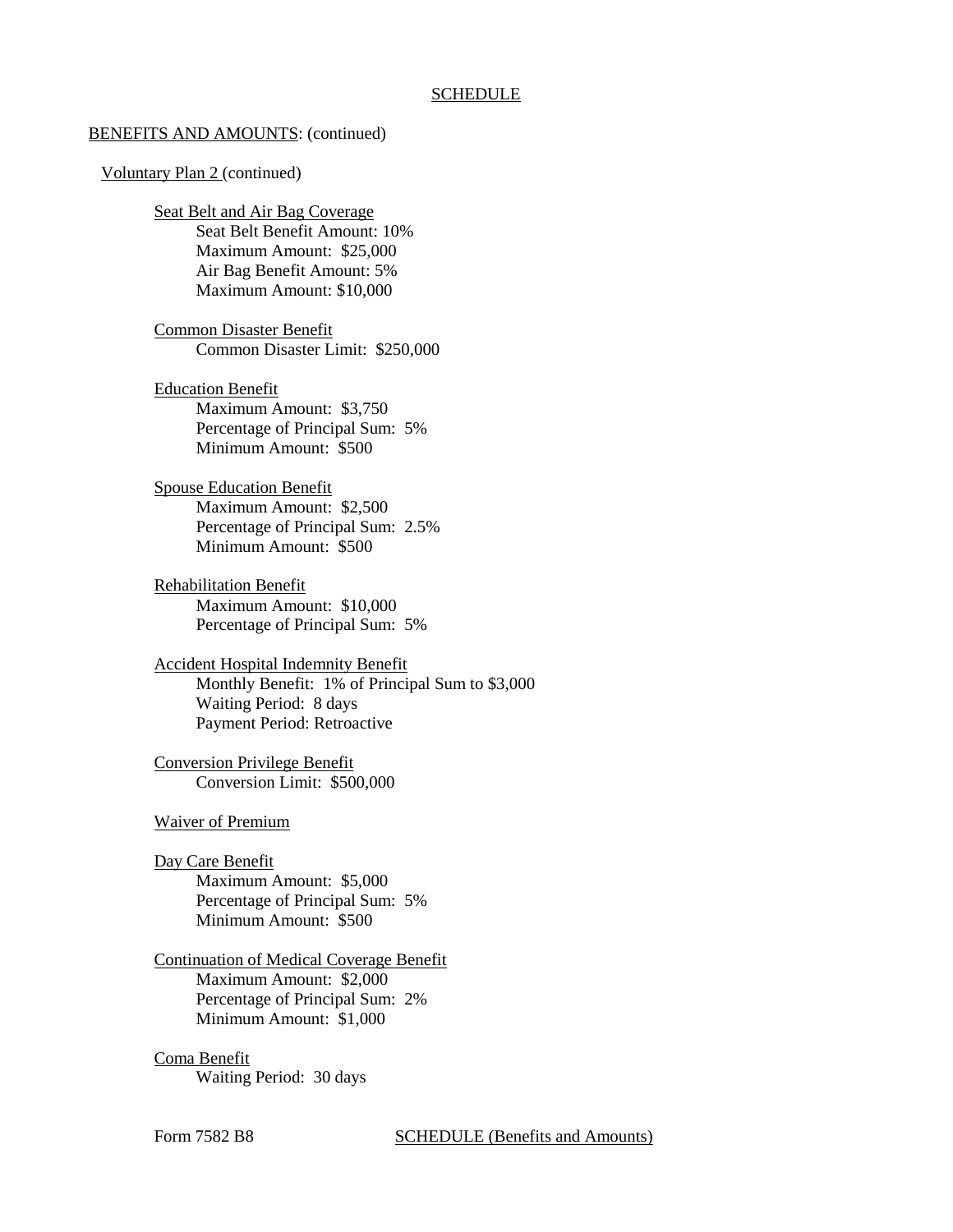## SCHEDULE

BENEFITS AND AMOUNTS: (continued)

Voluntary Plan 2 (continued)

Seat Belt and Air Bag Coverage
- Seat Belt Benefit Amount: 10%
- Maximum Amount: $25,000
- Air Bag Benefit Amount: 5%
- Maximum Amount: $10,000

Common Disaster Benefit
- Common Disaster Limit: $250,000

Education Benefit
- Maximum Amount: $3,750
- Percentage of Principal Sum: 5%
- Minimum Amount: $500

Spouse Education Benefit
- Maximum Amount: $2,500
- Percentage of Principal Sum: 2.5%
- Minimum Amount: $500

Rehabilitation Benefit
- Maximum Amount: $10,000
- Percentage of Principal Sum: 5%

Accident Hospital Indemnity Benefit
- Monthly Benefit: 1% of Principal Sum to $3,000
- Waiting Period: 8 days
- Payment Period: Retroactive

Conversion Privilege Benefit
- Conversion Limit: $500,000

Waiver of Premium

Day Care Benefit
- Maximum Amount: $5,000
- Percentage of Principal Sum: 5%
- Minimum Amount: $500

Continuation of Medical Coverage Benefit
- Maximum Amount: $2,000
- Percentage of Principal Sum: 2%
- Minimum Amount: $1,000

Coma Benefit
- Waiting Period: 30 days

Form 7582 B8 SCHEDULE (Benefits and Amounts)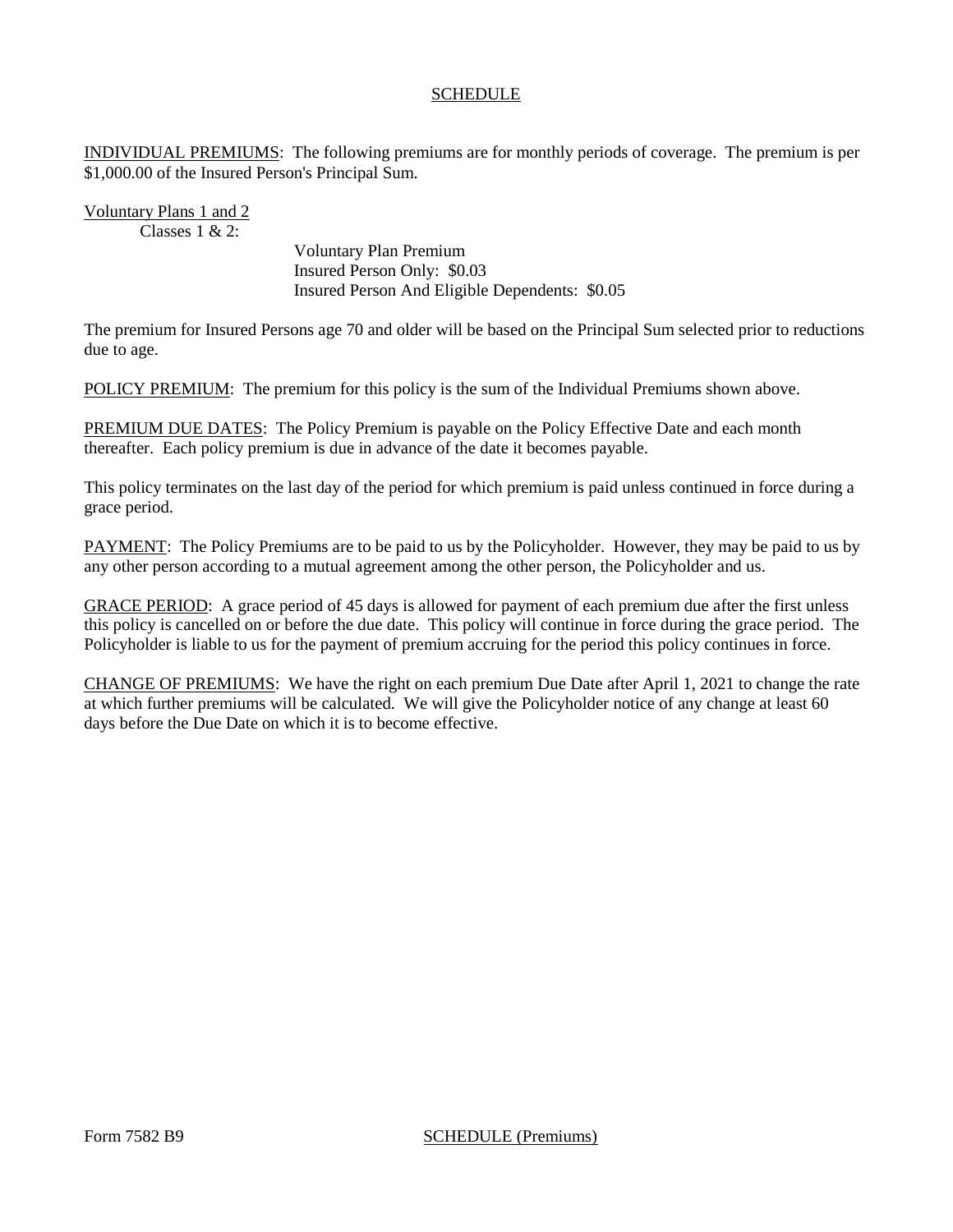## SCHEDULE

INDIVIDUAL PREMIUMS: The following premiums are for monthly periods of coverage. The premium is per $1,000.00 of the Insured Person's Principal Sum.

Voluntary Plans 1 and 2

Classes 1 & 2:

Voluntary Plan Premium
Insured Person Only: $0.03
Insured Person And Eligible Dependents: $0.05

The premium for Insured Persons age 70 and older will be based on the Principal Sum selected prior to reductions due to age.

POLICY PREMIUM: The premium for this policy is the sum of the Individual Premiums shown above.

PREMIUM DUE DATES: The Policy Premium is payable on the Policy Effective Date and each month thereafter. Each policy premium is due in advance of the date it becomes payable.

This policy terminates on the last day of the period for which premium is paid unless continued in force during a grace period.

PAYMENT: The Policy Premiums are to be paid to us by the Policyholder. However, they may be paid to us by any other person according to a mutual agreement among the other person, the Policyholder and us.

GRACE PERIOD: A grace period of 45 days is allowed for payment of each premium due after the first unless this policy is cancelled on or before the due date. This policy will continue in force during the grace period. The Policyholder is liable to us for the payment of premium accruing for the period this policy continues in force.

CHANGE OF PREMIUMS: We have the right on each premium Due Date after April 1, 2021 to change the rate at which further premiums will be calculated. We will give the Policyholder notice of any change at least 60 days before the Due Date on which it is to become effective.

Form 7582 B9 SCHEDULE (Premiums)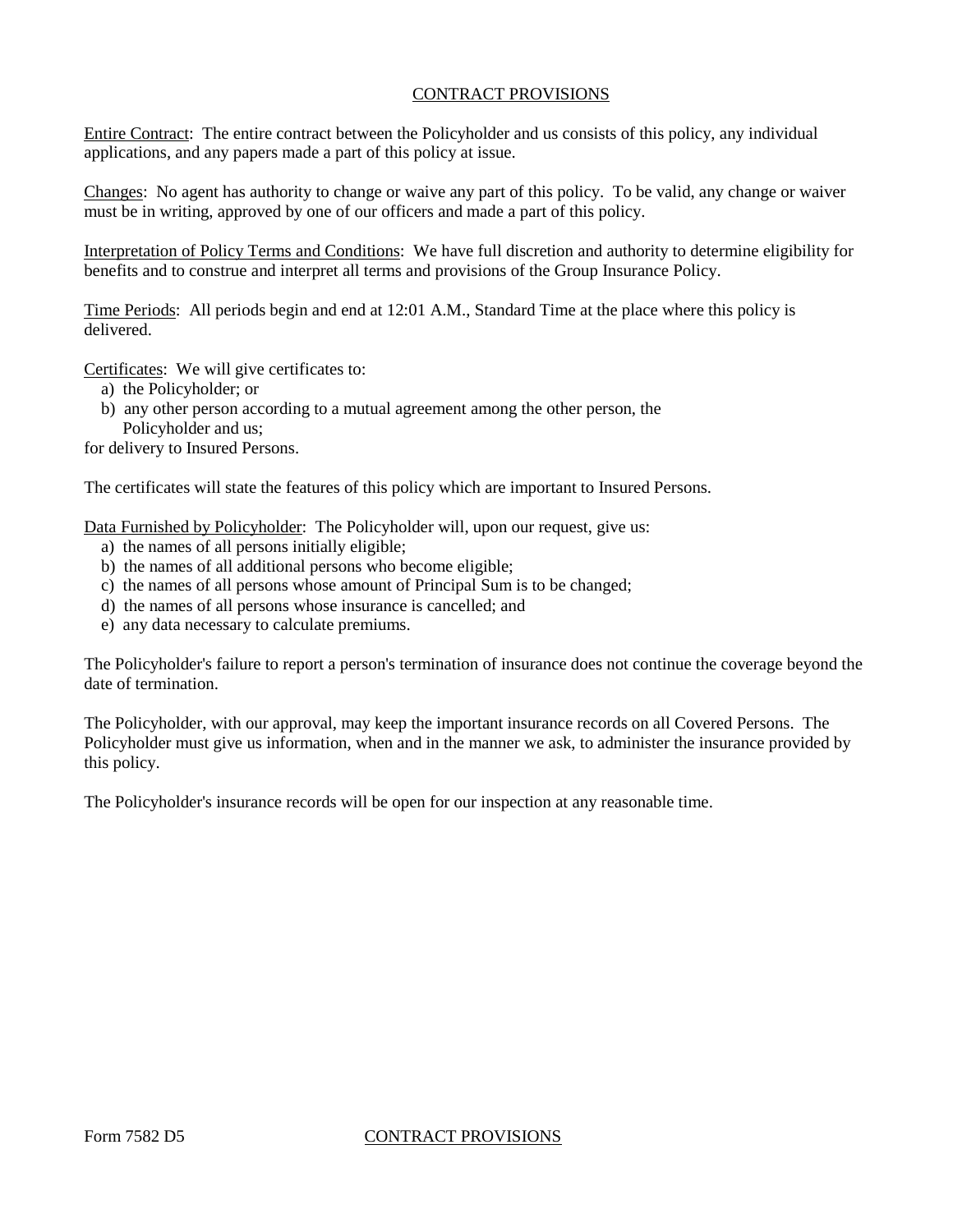## CONTRACT PROVISIONS

Entire Contract: The entire contract between the Policyholder and us consists of this policy, any individual applications, and any papers made a part of this policy at issue.

Changes: No agent has authority to change or waive any part of this policy. To be valid, any change or waiver must be in writing, approved by one of our officers and made a part of this policy.

Interpretation of Policy Terms and Conditions: We have full discretion and authority to determine eligibility for benefits and to construe and interpret all terms and provisions of the Group Insurance Policy.

Time Periods: All periods begin and end at 12:01 A.M., Standard Time at the place where this policy is delivered.

Certificates: We will give certificates to:

a) the Policyholder; or
b) any other person according to a mutual agreement among the other person, the Policyholder and us;

for delivery to Insured Persons.

The certificates will state the features of this policy which are important to Insured Persons.

Data Furnished by Policyholder: The Policyholder will, upon our request, give us:

a) the names of all persons initially eligible;
b) the names of all additional persons who become eligible;
c) the names of all persons whose amount of Principal Sum is to be changed;
d) the names of all persons whose insurance is cancelled; and
e) any data necessary to calculate premiums.

The Policyholder's failure to report a person's termination of insurance does not continue the coverage beyond the date of termination.

The Policyholder, with our approval, may keep the important insurance records on all Covered Persons. The Policyholder must give us information, when and in the manner we ask, to administer the insurance provided by this policy.

The Policyholder's insurance records will be open for our inspection at any reasonable time.

Form 7582 D5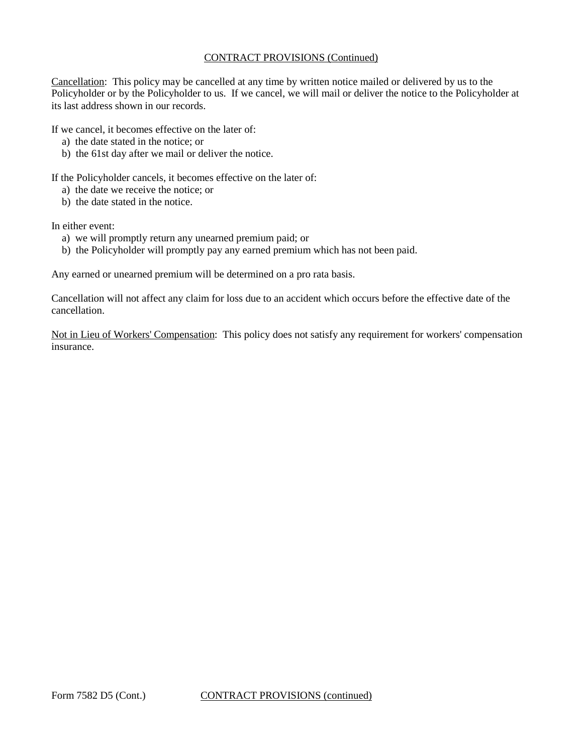CONTRACT PROVISIONS (Continued)

Cancellation: This policy may be cancelled at any time by written notice mailed or delivered by us to the Policyholder or by the Policyholder to us. If we cancel, we will mail or deliver the notice to the Policyholder at its last address shown in our records.

If we cancel, it becomes effective on the later of:

a) the date stated in the notice; or
b) the 61st day after we mail or deliver the notice.

If the Policyholder cancels, it becomes effective on the later of:

a) the date we receive the notice; or
b) the date stated in the notice.

In either event:

a) we will promptly return any unearned premium paid; or
b) the Policyholder will promptly pay any earned premium which has not been paid.

Any earned or unearned premium will be determined on a pro rata basis.

Cancellation will not affect any claim for loss due to an accident which occurs before the effective date of the cancellation.

Not in Lieu of Workers' Compensation: This policy does not satisfy any requirement for workers' compensation insurance.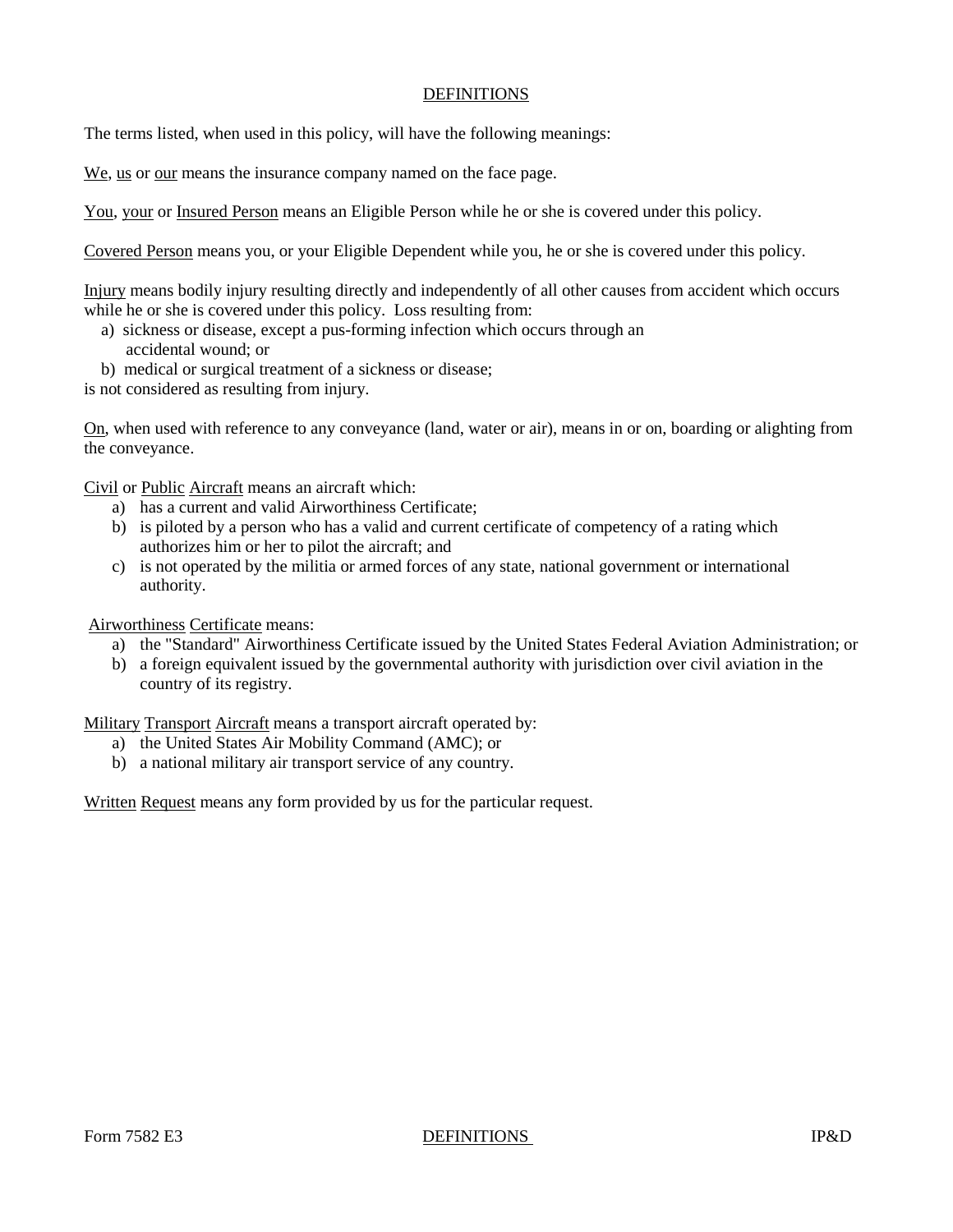# DEFINITIONS

The terms listed, when used in this policy, will have the following meanings:

We, us or our means the insurance company named on the face page.

You, your or Insured Person means an Eligible Person while he or she is covered under this policy.

Covered Person means you, or your Eligible Dependent while you, he or she is covered under this policy.

Injury means bodily injury resulting directly and independently of all other causes from accident which occurs while he or she is covered under this policy. Loss resulting from:

a) sickness or disease, except a pus-forming infection which occurs through an accidental wound; or
b) medical or surgical treatment of a sickness or disease;

is not considered as resulting from injury.

On, when used with reference to any conveyance (land, water or air), means in or on, boarding or alighting from the conveyance.

Civil or Public Aircraft means an aircraft which:

a) has a current and valid Airworthiness Certificate;
b) is piloted by a person who has a valid and current certificate of competency of a rating which authorizes him or her to pilot the aircraft; and
c) is not operated by the militia or armed forces of any state, national government or international authority.

Airworthiness Certificate means:

a) the "Standard" Airworthiness Certificate issued by the United States Federal Aviation Administration; or
b) a foreign equivalent issued by the governmental authority with jurisdiction over civil aviation in the country of its registry.

Military Transport Aircraft means a transport aircraft operated by:

a) the United States Air Mobility Command (AMC); or
b) a national military air transport service of any country.

Written Request means any form provided by us for the particular request.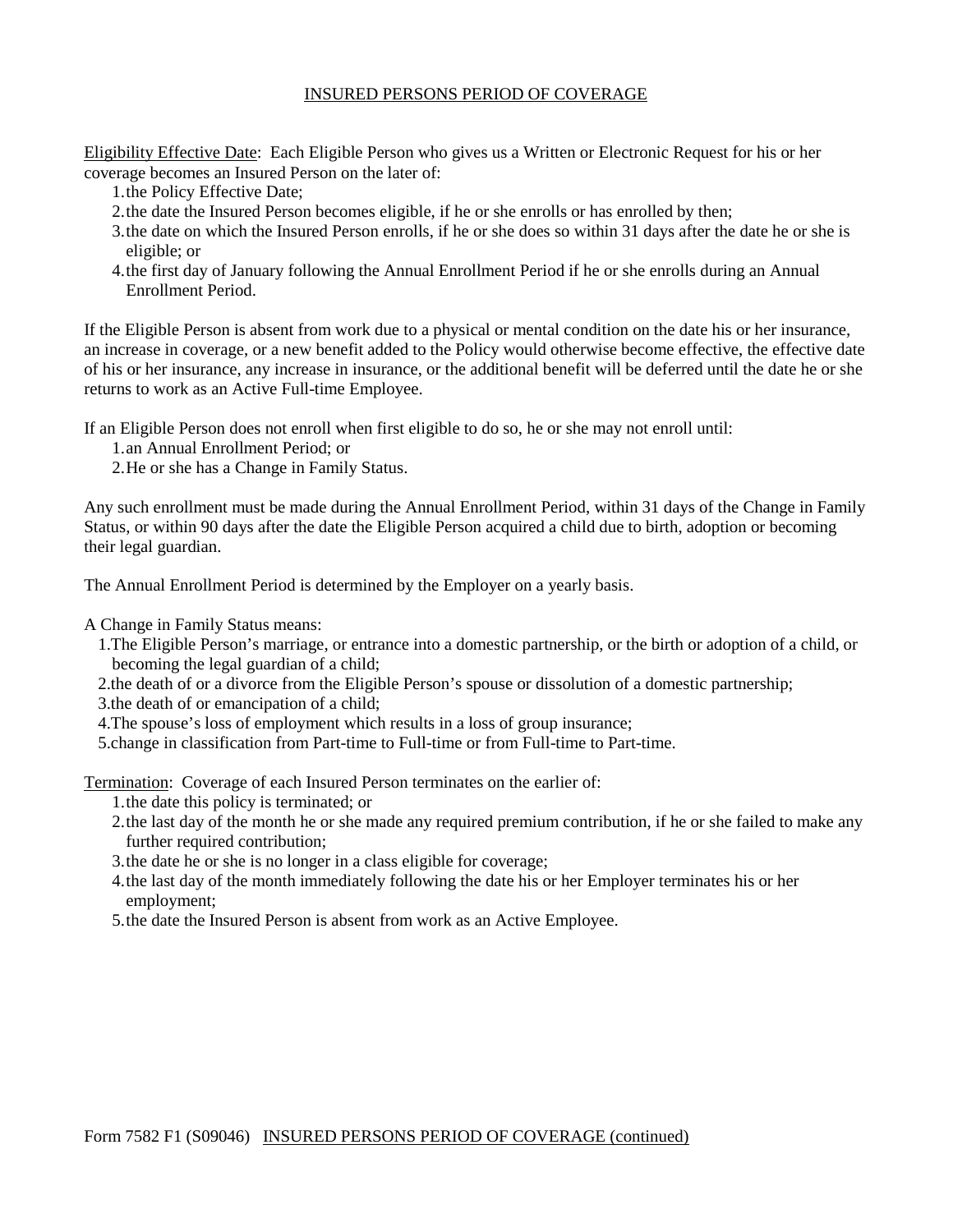## INSURED PERSONS PERIOD OF COVERAGE

Eligibility Effective Date: Each Eligible Person who gives us a Written or Electronic Request for his or her coverage becomes an Insured Person on the later of:

1. the Policy Effective Date;
2. the date the Insured Person becomes eligible, if he or she enrolls or has enrolled by then;
3. the date on which the Insured Person enrolls, if he or she does so within 31 days after the date he or she is eligible; or
4. the first day of January following the Annual Enrollment Period if he or she enrolls during an Annual Enrollment Period.

If the Eligible Person is absent from work due to a physical or mental condition on the date his or her insurance, an increase in coverage, or a new benefit added to the Policy would otherwise become effective, the effective date of his or her insurance, any increase in insurance, or the additional benefit will be deferred until the date he or she returns to work as an Active Full-time Employee.

If an Eligible Person does not enroll when first eligible to do so, he or she may not enroll until:

1. an Annual Enrollment Period; or
2. He or she has a Change in Family Status.

Any such enrollment must be made during the Annual Enrollment Period, within 31 days of the Change in Family Status, or within 90 days after the date the Eligible Person acquired a child due to birth, adoption or becoming their legal guardian.

The Annual Enrollment Period is determined by the Employer on a yearly basis.

A Change in Family Status means:

1. The Eligible Person's marriage, or entrance into a domestic partnership, or the birth or adoption of a child, or becoming the legal guardian of a child;
2. the death of or a divorce from the Eligible Person's spouse or dissolution of a domestic partnership;
3. the death of or emancipation of a child;
4. The spouse's loss of employment which results in a loss of group insurance;
5. change in classification from Part-time to Full-time or from Full-time to Part-time.

Termination: Coverage of each Insured Person terminates on the earlier of:

1. the date this policy is terminated; or
2. the last day of the month he or she made any required premium contribution, if he or she failed to make any further required contribution;
3. the date he or she is no longer in a class eligible for coverage;
4. the last day of the month immediately following the date his or her Employer terminates his or her employment;
5. the date the Insured Person is absent from work as an Active Employee.

Form 7582 F1 (S09046) INSURED PERSONS PERIOD OF COVERAGE (continued)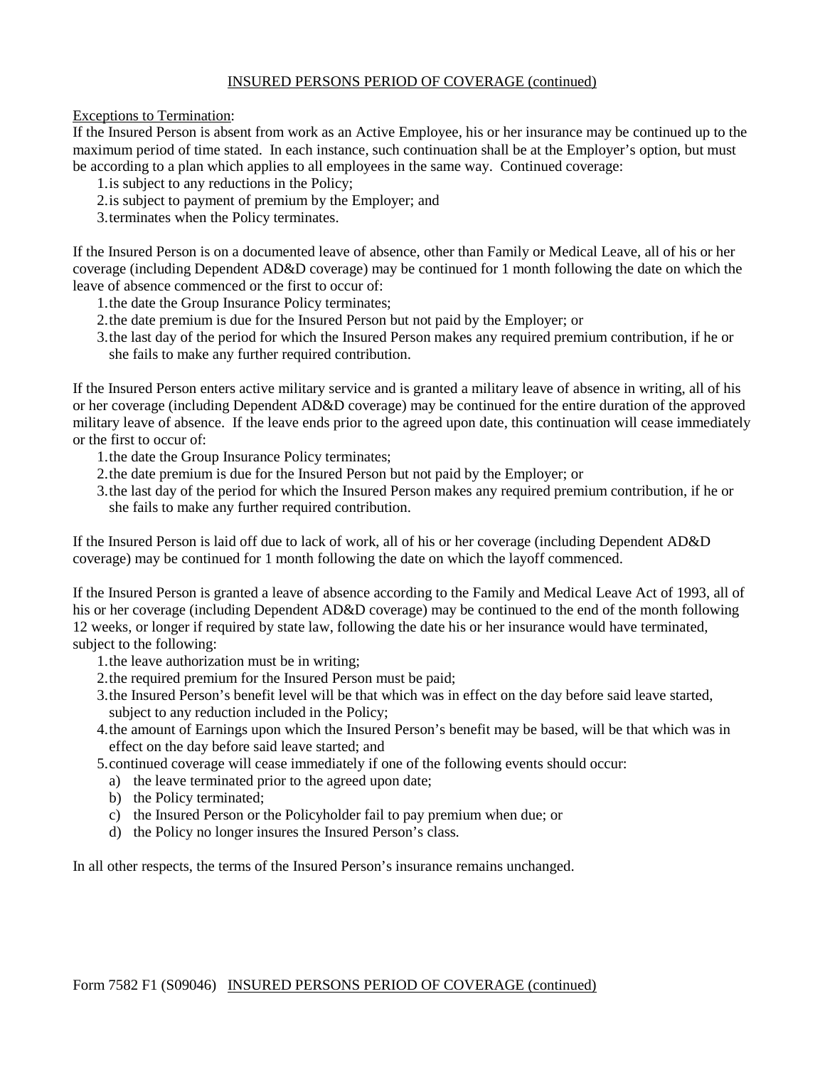## INSURED PERSONS PERIOD OF COVERAGE (continued)

Exceptions to Termination:

If the Insured Person is absent from work as an Active Employee, his or her insurance may be continued up to the maximum period of time stated. In each instance, such continuation shall be at the Employer's option, but must be according to a plan which applies to all employees in the same way. Continued coverage:

1. is subject to any reductions in the Policy;
2. is subject to payment of premium by the Employer; and
3. terminates when the Policy terminates.

If the Insured Person is on a documented leave of absence, other than Family or Medical Leave, all of his or her coverage (including Dependent AD&D coverage) may be continued for 1 month following the date on which the leave of absence commenced or the first to occur of:

1. the date the Group Insurance Policy terminates;
2. the date premium is due for the Insured Person but not paid by the Employer; or
3. the last day of the period for which the Insured Person makes any required premium contribution, if he or she fails to make any further required contribution.

If the Insured Person enters active military service and is granted a military leave of absence in writing, all of his or her coverage (including Dependent AD&D coverage) may be continued for the entire duration of the approved military leave of absence. If the leave ends prior to the agreed upon date, this continuation will cease immediately or the first to occur of:

1. the date the Group Insurance Policy terminates;
2. the date premium is due for the Insured Person but not paid by the Employer; or
3. the last day of the period for which the Insured Person makes any required premium contribution, if he or she fails to make any further required contribution.

If the Insured Person is laid off due to lack of work, all of his or her coverage (including Dependent AD&D coverage) may be continued for 1 month following the date on which the layoff commenced.

If the Insured Person is granted a leave of absence according to the Family and Medical Leave Act of 1993, all of his or her coverage (including Dependent AD&D coverage) may be continued to the end of the month following 12 weeks, or longer if required by state law, following the date his or her insurance would have terminated, subject to the following:

1. the leave authorization must be in writing;
2. the required premium for the Insured Person must be paid;
3. the Insured Person's benefit level will be that which was in effect on the day before said leave started, subject to any reduction included in the Policy;
4. the amount of Earnings upon which the Insured Person's benefit may be based, will be that which was in effect on the day before said leave started; and
5. continued coverage will cease immediately if one of the following events should occur:
   a) the leave terminated prior to the agreed upon date;
   b) the Policy terminated;
   c) the Insured Person or the Policyholder fail to pay premium when due; or
   d) the Policy no longer insures the Insured Person's class.

In all other respects, the terms of the Insured Person's insurance remains unchanged.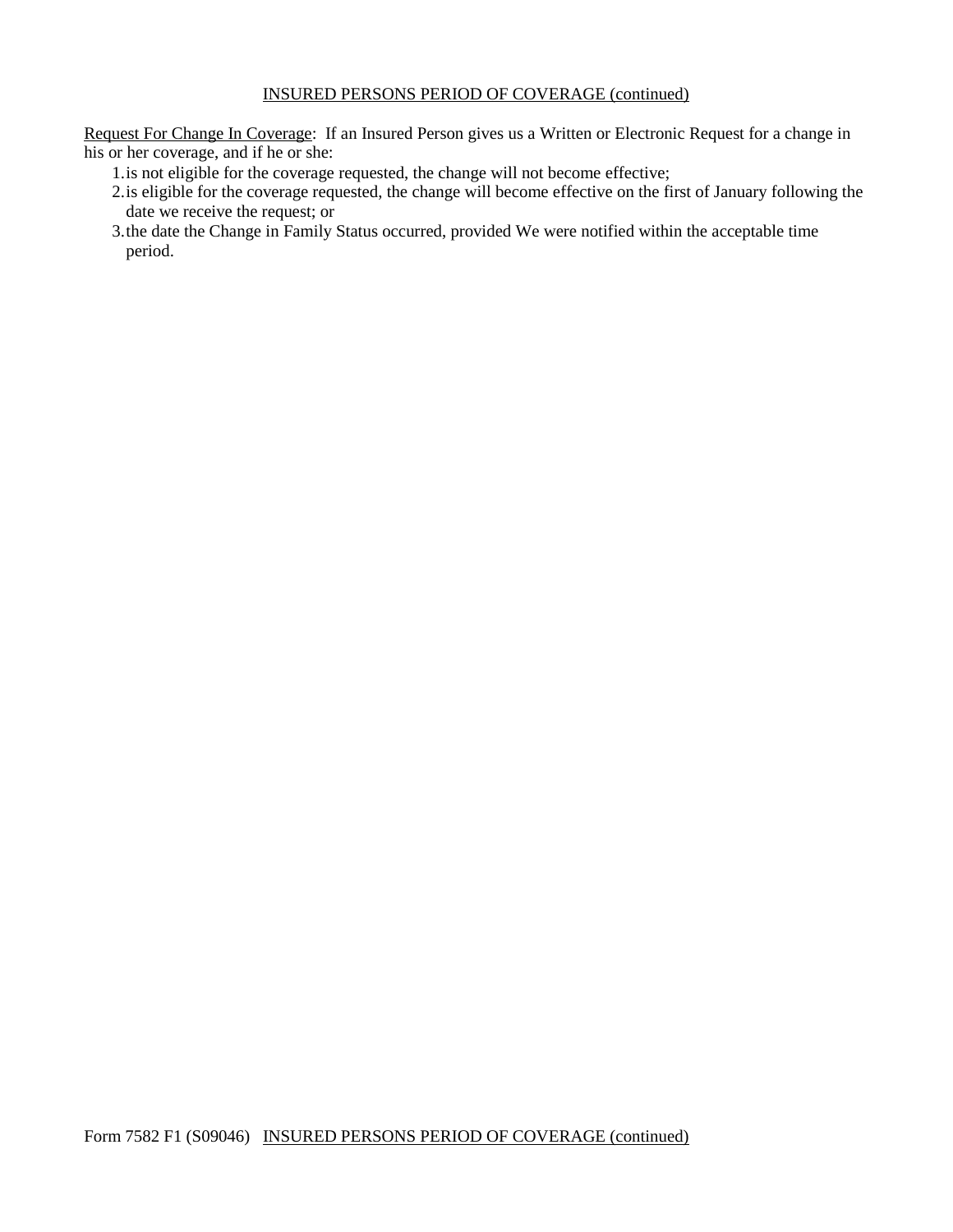## INSURED PERSONS PERIOD OF COVERAGE (continued)

Request For Change In Coverage: If an Insured Person gives us a Written or Electronic Request for a change in his or her coverage, and if he or she:

1. is not eligible for the coverage requested, the change will not become effective;
2. is eligible for the coverage requested, the change will become effective on the first of January following the date we receive the request; or
3. the date the Change in Family Status occurred, provided We were notified within the acceptable time period.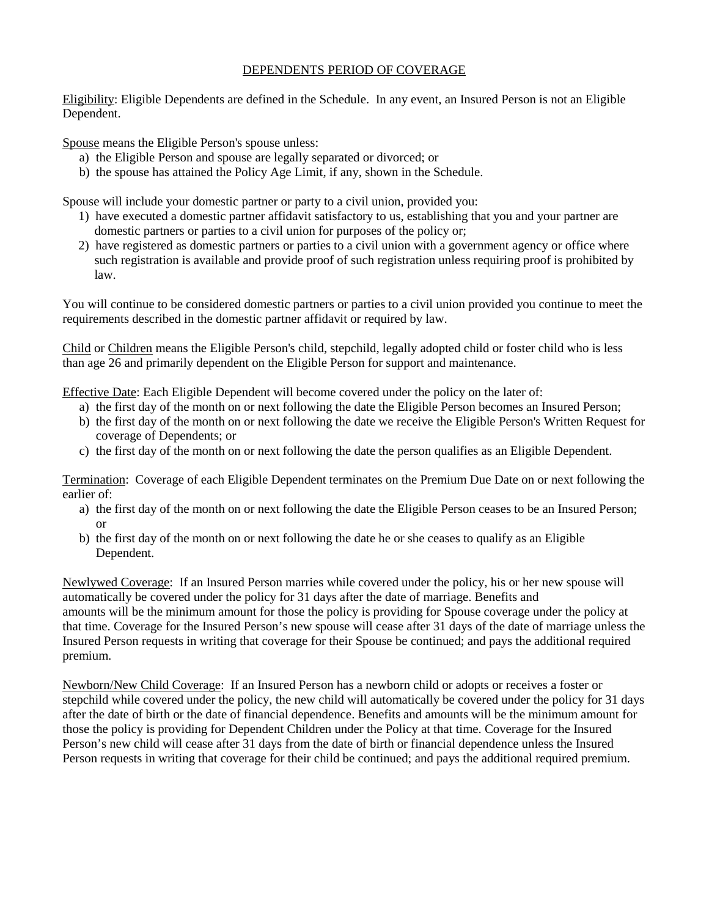## DEPENDENTS PERIOD OF COVERAGE

Eligibility: Eligible Dependents are defined in the Schedule. In any event, an Insured Person is not an Eligible Dependent.

Spouse means the Eligible Person's spouse unless:

a) the Eligible Person and spouse are legally separated or divorced; or
b) the spouse has attained the Policy Age Limit, if any, shown in the Schedule.

Spouse will include your domestic partner or party to a civil union, provided you:

1) have executed a domestic partner affidavit satisfactory to us, establishing that you and your partner are domestic partners or parties to a civil union for purposes of the policy or;
2) have registered as domestic partners or parties to a civil union with a government agency or office where such registration is available and provide proof of such registration unless requiring proof is prohibited by law.

You will continue to be considered domestic partners or parties to a civil union provided you continue to meet the requirements described in the domestic partner affidavit or required by law.

Child or Children means the Eligible Person's child, stepchild, legally adopted child or foster child who is less than age 26 and primarily dependent on the Eligible Person for support and maintenance.

Effective Date: Each Eligible Dependent will become covered under the policy on the later of:

a) the first day of the month on or next following the date the Eligible Person becomes an Insured Person;
b) the first day of the month on or next following the date we receive the Eligible Person's Written Request for coverage of Dependents; or
c) the first day of the month on or next following the date the person qualifies as an Eligible Dependent.

Termination: Coverage of each Eligible Dependent terminates on the Premium Due Date on or next following the earlier of:

a) the first day of the month on or next following the date the Eligible Person ceases to be an Insured Person; or
b) the first day of the month on or next following the date he or she ceases to qualify as an Eligible Dependent.

Newlywed Coverage: If an Insured Person marries while covered under the policy, his or her new spouse will automatically be covered under the policy for 31 days after the date of marriage. Benefits and amounts will be the minimum amount for those the policy is providing for Spouse coverage under the policy at that time. Coverage for the Insured Person's new spouse will cease after 31 days of the date of marriage unless the Insured Person requests in writing that coverage for their Spouse be continued; and pays the additional required premium.

Newborn/New Child Coverage: If an Insured Person has a newborn child or adopts or receives a foster or stepchild while covered under the policy, the new child will automatically be covered under the policy for 31 days after the date of birth or the date of financial dependence. Benefits and amounts will be the minimum amount for those the policy is providing for Dependent Children under the Policy at that time. Coverage for the Insured Person's new child will cease after 31 days from the date of birth or financial dependence unless the Insured Person requests in writing that coverage for their child be continued; and pays the additional required premium.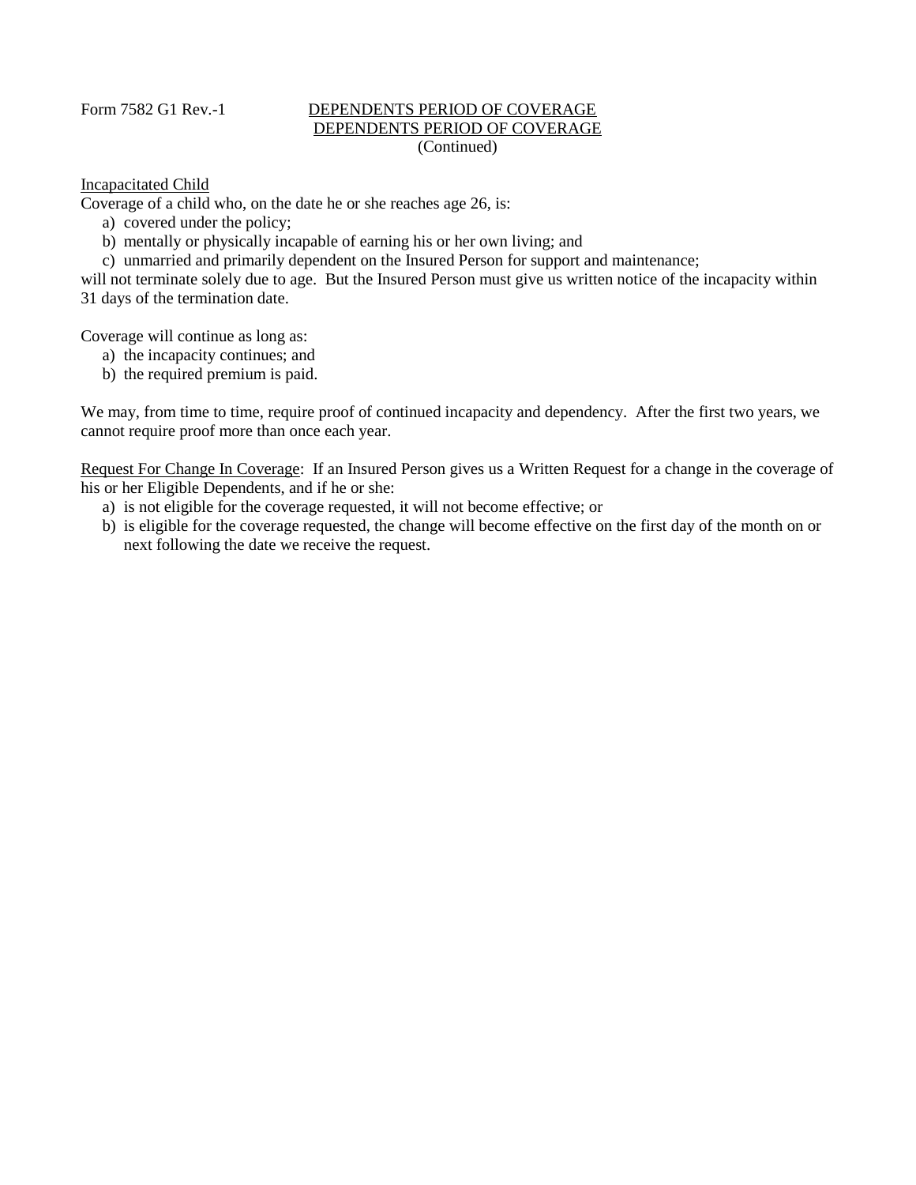Form 7582 G1 Rev.-1

## DEPENDENTS PERIOD OF COVERAGE
## DEPENDENTS PERIOD OF COVERAGE
(Continued)

Incapacitated Child

Coverage of a child who, on the date he or she reaches age 26, is:

a) covered under the policy;
b) mentally or physically incapable of earning his or her own living; and
c) unmarried and primarily dependent on the Insured Person for support and maintenance;

will not terminate solely due to age. But the Insured Person must give us written notice of the incapacity within 31 days of the termination date.

Coverage will continue as long as:

a) the incapacity continues; and
b) the required premium is paid.

We may, from time to time, require proof of continued incapacity and dependency. After the first two years, we cannot require proof more than once each year.

Request For Change In Coverage: If an Insured Person gives us a Written Request for a change in the coverage of his or her Eligible Dependents, and if he or she:

a) is not eligible for the coverage requested, it will not become effective; or
b) is eligible for the coverage requested, the change will become effective on the first day of the month on or next following the date we receive the request.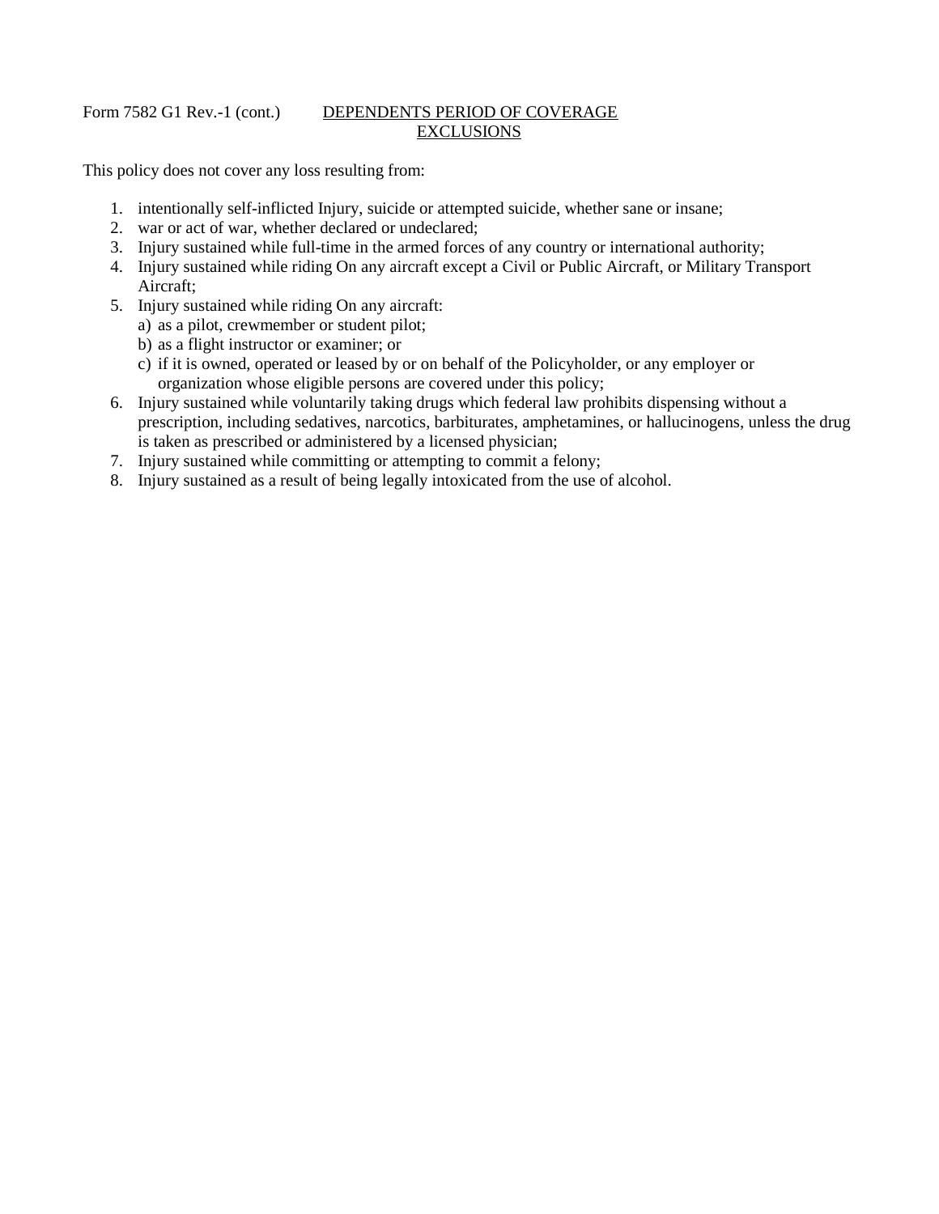Form 7582 G1 Rev.-1 (cont.)

## DEPENDENTS PERIOD OF COVERAGE EXCLUSIONS

This policy does not cover any loss resulting from:

1. intentionally self-inflicted Injury, suicide or attempted suicide, whether sane or insane;
2. war or act of war, whether declared or undeclared;
3. Injury sustained while full-time in the armed forces of any country or international authority;
4. Injury sustained while riding On any aircraft except a Civil or Public Aircraft, or Military Transport Aircraft;
5. Injury sustained while riding On any aircraft:
   a) as a pilot, crewmember or student pilot;
   b) as a flight instructor or examiner; or
   c) if it is owned, operated or leased by or on behalf of the Policyholder, or any employer or organization whose eligible persons are covered under this policy;
6. Injury sustained while voluntarily taking drugs which federal law prohibits dispensing without a prescription, including sedatives, narcotics, barbiturates, amphetamines, or hallucinogens, unless the drug is taken as prescribed or administered by a licensed physician;
7. Injury sustained while committing or attempting to commit a felony;
8. Injury sustained as a result of being legally intoxicated from the use of alcohol.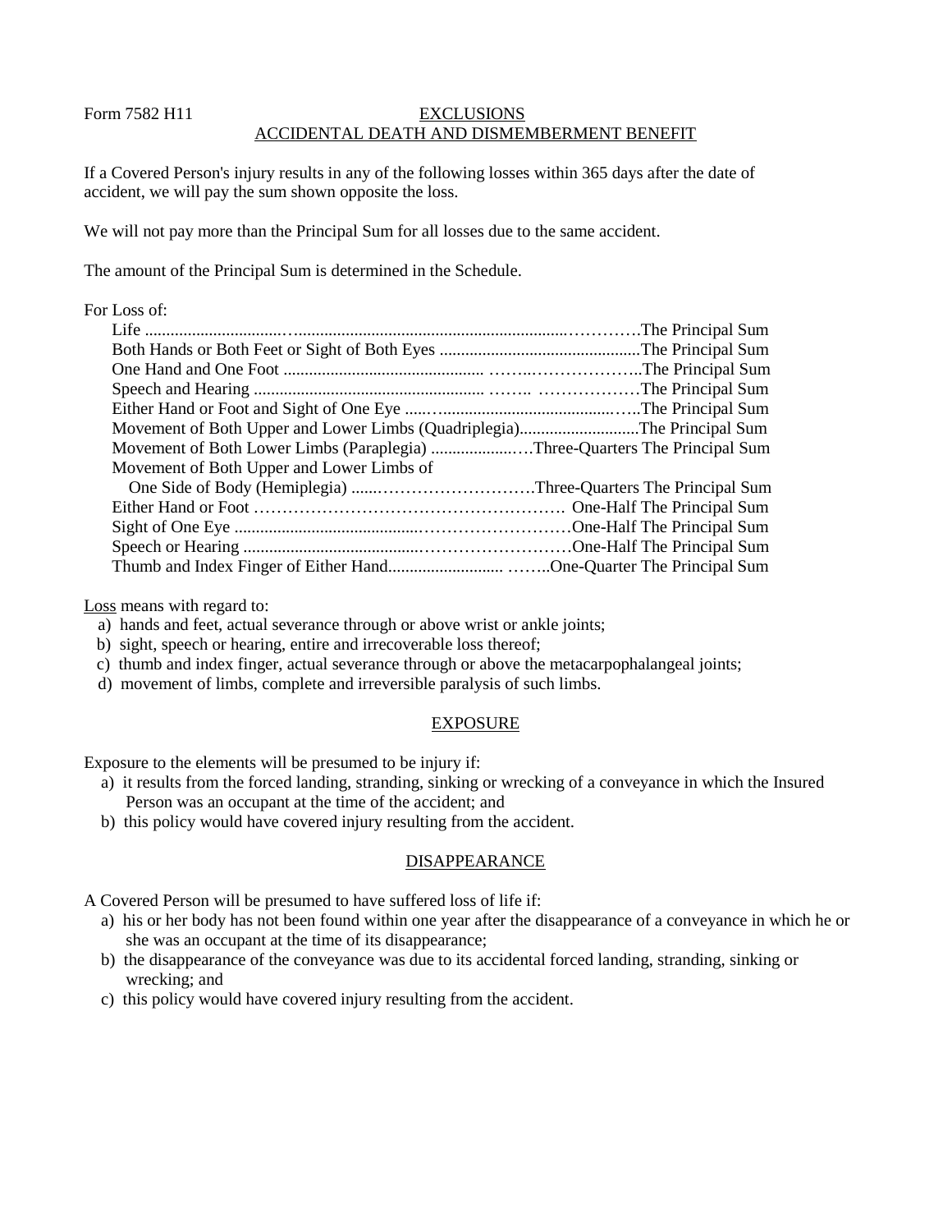Form 7582 H11

## EXCLUSIONS
## ACCIDENTAL DEATH AND DISMEMBERMENT BENEFIT

If a Covered Person's injury results in any of the following losses within 365 days after the date of accident, we will pay the sum shown opposite the loss.

We will not pay more than the Principal Sum for all losses due to the same accident.

The amount of the Principal Sum is determined in the Schedule.

For Loss of:

| Loss | Amount |
|---|---|
| Life | The Principal Sum |
| Both Hands or Both Feet or Sight of Both Eyes | The Principal Sum |
| One Hand and One Foot | The Principal Sum |
| Speech and Hearing | The Principal Sum |
| Either Hand or Foot and Sight of One Eye | The Principal Sum |
| Movement of Both Upper and Lower Limbs (Quadriplegia) | The Principal Sum |
| Movement of Both Lower Limbs (Paraplegia) | Three-Quarters The Principal Sum |
| Movement of Both Upper and Lower Limbs of One Side of Body (Hemiplegia) | Three-Quarters The Principal Sum |
| Either Hand or Foot | One-Half The Principal Sum |
| Sight of One Eye | One-Half The Principal Sum |
| Speech or Hearing | One-Half The Principal Sum |
| Thumb and Index Finger of Either Hand | One-Quarter The Principal Sum |

Loss means with regard to:

a) hands and feet, actual severance through or above wrist or ankle joints;
b) sight, speech or hearing, entire and irrecoverable loss thereof;
c) thumb and index finger, actual severance through or above the metacarpophalangeal joints;
d) movement of limbs, complete and irreversible paralysis of such limbs.

## EXPOSURE

Exposure to the elements will be presumed to be injury if:

a) it results from the forced landing, stranding, sinking or wrecking of a conveyance in which the Insured Person was an occupant at the time of the accident; and
b) this policy would have covered injury resulting from the accident.

## DISAPPEARANCE

A Covered Person will be presumed to have suffered loss of life if:

a) his or her body has not been found within one year after the disappearance of a conveyance in which he or she was an occupant at the time of its disappearance;
b) the disappearance of the conveyance was due to its accidental forced landing, stranding, sinking or wrecking; and
c) this policy would have covered injury resulting from the accident.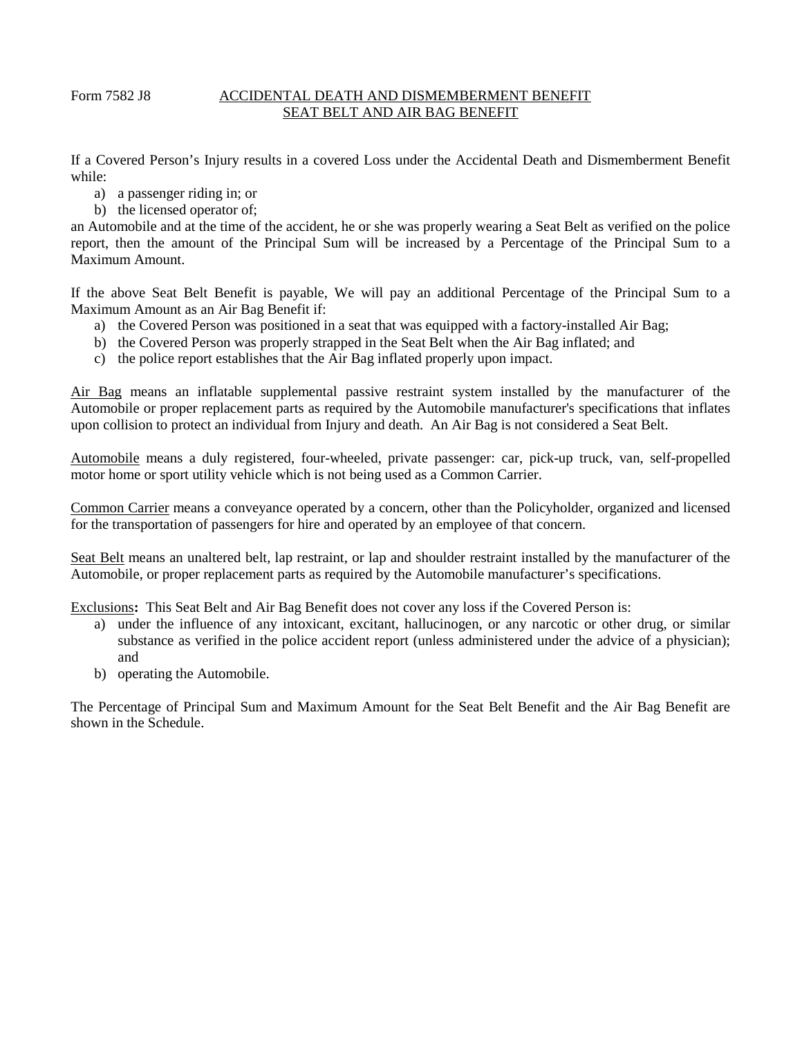Form 7582 J8

## ACCIDENTAL DEATH AND DISMEMBERMENT BENEFIT
## SEAT BELT AND AIR BAG BENEFIT

If a Covered Person's Injury results in a covered Loss under the Accidental Death and Dismemberment Benefit while:

a) a passenger riding in; or
b) the licensed operator of;

an Automobile and at the time of the accident, he or she was properly wearing a Seat Belt as verified on the police report, then the amount of the Principal Sum will be increased by a Percentage of the Principal Sum to a Maximum Amount.

If the above Seat Belt Benefit is payable, We will pay an additional Percentage of the Principal Sum to a Maximum Amount as an Air Bag Benefit if:

a) the Covered Person was positioned in a seat that was equipped with a factory-installed Air Bag;
b) the Covered Person was properly strapped in the Seat Belt when the Air Bag inflated; and
c) the police report establishes that the Air Bag inflated properly upon impact.

Air Bag means an inflatable supplemental passive restraint system installed by the manufacturer of the Automobile or proper replacement parts as required by the Automobile manufacturer's specifications that inflates upon collision to protect an individual from Injury and death. An Air Bag is not considered a Seat Belt.

Automobile means a duly registered, four-wheeled, private passenger: car, pick-up truck, van, self-propelled motor home or sport utility vehicle which is not being used as a Common Carrier.

Common Carrier means a conveyance operated by a concern, other than the Policyholder, organized and licensed for the transportation of passengers for hire and operated by an employee of that concern.

Seat Belt means an unaltered belt, lap restraint, or lap and shoulder restraint installed by the manufacturer of the Automobile, or proper replacement parts as required by the Automobile manufacturer's specifications.

Exclusions**:** This Seat Belt and Air Bag Benefit does not cover any loss if the Covered Person is:

a) under the influence of any intoxicant, excitant, hallucinogen, or any narcotic or other drug, or similar substance as verified in the police accident report (unless administered under the advice of a physician); and
b) operating the Automobile.

The Percentage of Principal Sum and Maximum Amount for the Seat Belt Benefit and the Air Bag Benefit are shown in the Schedule.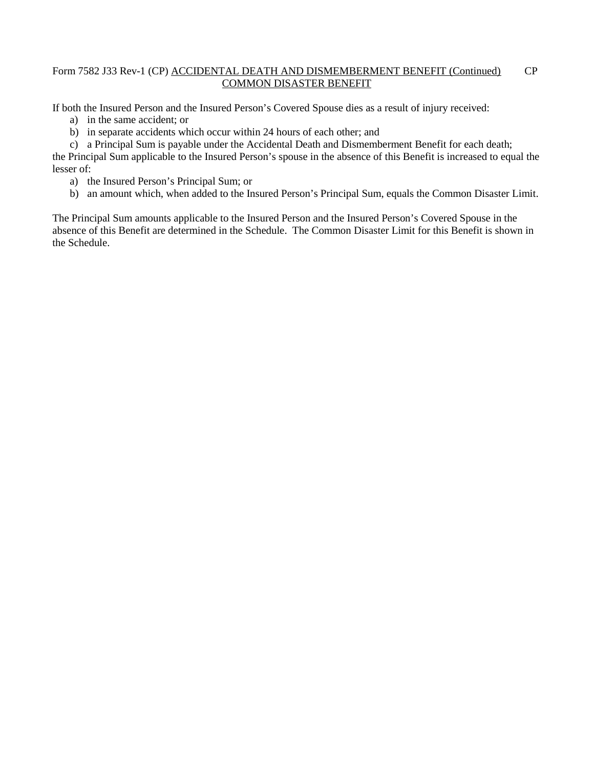Form 7582 J33 Rev-1 (CP) ACCIDENTAL DEATH AND DISMEMBERMENT BENEFIT (Continued) CP

## COMMON DISASTER BENEFIT

If both the Insured Person and the Insured Person's Covered Spouse dies as a result of injury received:

a) in the same accident; or
b) in separate accidents which occur within 24 hours of each other; and
c) a Principal Sum is payable under the Accidental Death and Dismemberment Benefit for each death;

the Principal Sum applicable to the Insured Person's spouse in the absence of this Benefit is increased to equal the lesser of:

a) the Insured Person's Principal Sum; or
b) an amount which, when added to the Insured Person's Principal Sum, equals the Common Disaster Limit.

The Principal Sum amounts applicable to the Insured Person and the Insured Person's Covered Spouse in the absence of this Benefit are determined in the Schedule. The Common Disaster Limit for this Benefit is shown in the Schedule.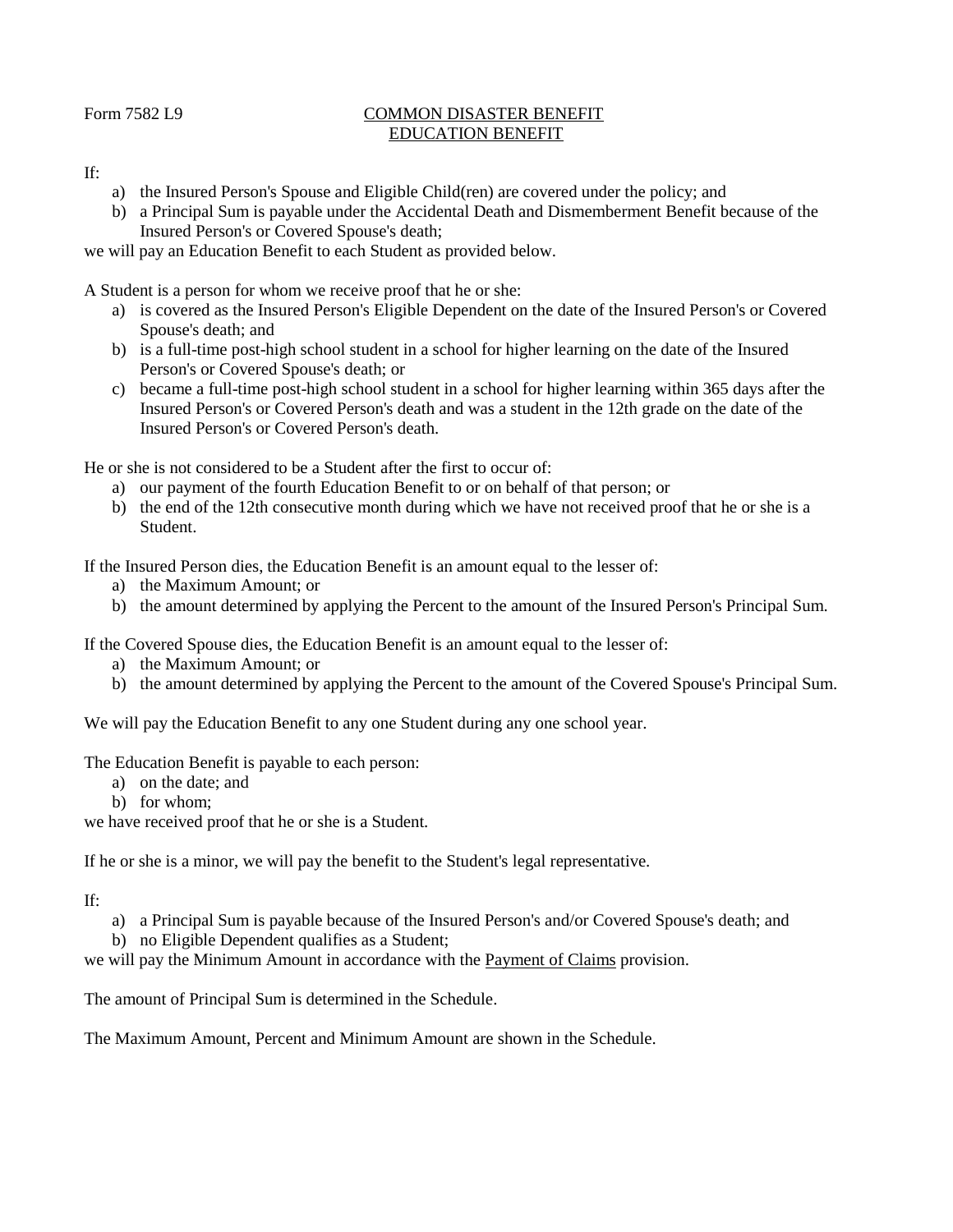Form 7582 L9

## COMMON DISASTER BENEFIT
## EDUCATION BENEFIT

If:

a) the Insured Person's Spouse and Eligible Child(ren) are covered under the policy; and
b) a Principal Sum is payable under the Accidental Death and Dismemberment Benefit because of the Insured Person's or Covered Spouse's death;

we will pay an Education Benefit to each Student as provided below.

A Student is a person for whom we receive proof that he or she:

a) is covered as the Insured Person's Eligible Dependent on the date of the Insured Person's or Covered Spouse's death; and
b) is a full-time post-high school student in a school for higher learning on the date of the Insured Person's or Covered Spouse's death; or
c) became a full-time post-high school student in a school for higher learning within 365 days after the Insured Person's or Covered Person's death and was a student in the 12th grade on the date of the Insured Person's or Covered Person's death.

He or she is not considered to be a Student after the first to occur of:

a) our payment of the fourth Education Benefit to or on behalf of that person; or
b) the end of the 12th consecutive month during which we have not received proof that he or she is a Student.

If the Insured Person dies, the Education Benefit is an amount equal to the lesser of:

a) the Maximum Amount; or
b) the amount determined by applying the Percent to the amount of the Insured Person's Principal Sum.

If the Covered Spouse dies, the Education Benefit is an amount equal to the lesser of:

a) the Maximum Amount; or
b) the amount determined by applying the Percent to the amount of the Covered Spouse's Principal Sum.

We will pay the Education Benefit to any one Student during any one school year.

The Education Benefit is payable to each person:

a) on the date; and
b) for whom;

we have received proof that he or she is a Student.

If he or she is a minor, we will pay the benefit to the Student's legal representative.

If:

a) a Principal Sum is payable because of the Insured Person's and/or Covered Spouse's death; and
b) no Eligible Dependent qualifies as a Student;

we will pay the Minimum Amount in accordance with the Payment of Claims provision.

The amount of Principal Sum is determined in the Schedule.

The Maximum Amount, Percent and Minimum Amount are shown in the Schedule.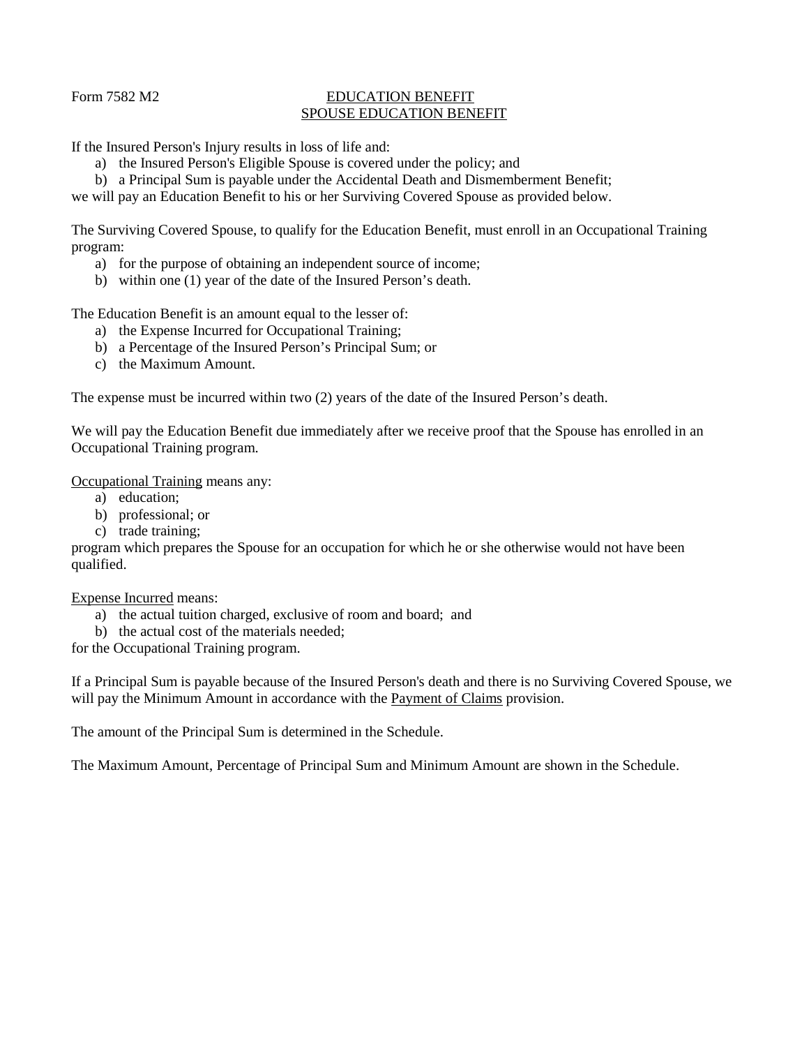Form 7582 M2

## EDUCATION BENEFIT
## SPOUSE EDUCATION BENEFIT

If the Insured Person's Injury results in loss of life and:

a) the Insured Person's Eligible Spouse is covered under the policy; and
b) a Principal Sum is payable under the Accidental Death and Dismemberment Benefit;

we will pay an Education Benefit to his or her Surviving Covered Spouse as provided below.

The Surviving Covered Spouse, to qualify for the Education Benefit, must enroll in an Occupational Training program:

a) for the purpose of obtaining an independent source of income;
b) within one (1) year of the date of the Insured Person's death.

The Education Benefit is an amount equal to the lesser of:

a) the Expense Incurred for Occupational Training;
b) a Percentage of the Insured Person's Principal Sum; or
c) the Maximum Amount.

The expense must be incurred within two (2) years of the date of the Insured Person's death.

We will pay the Education Benefit due immediately after we receive proof that the Spouse has enrolled in an Occupational Training program.

<u>Occupational Training</u> means any:

a) education;
b) professional; or
c) trade training;

program which prepares the Spouse for an occupation for which he or she otherwise would not have been qualified.

<u>Expense Incurred</u> means:

a) the actual tuition charged, exclusive of room and board; and
b) the actual cost of the materials needed;

for the Occupational Training program.

If a Principal Sum is payable because of the Insured Person's death and there is no Surviving Covered Spouse, we will pay the Minimum Amount in accordance with the <u>Payment of Claims</u> provision.

The amount of the Principal Sum is determined in the Schedule.

The Maximum Amount, Percentage of Principal Sum and Minimum Amount are shown in the Schedule.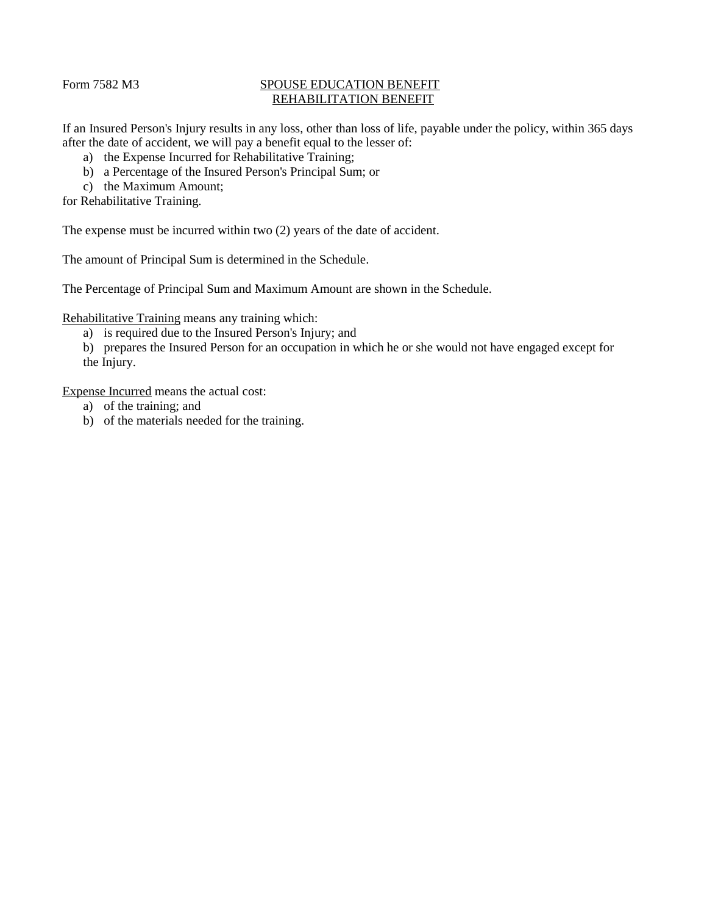Form 7582 M3

## SPOUSE EDUCATION BENEFIT
## REHABILITATION BENEFIT

If an Insured Person's Injury results in any loss, other than loss of life, payable under the policy, within 365 days after the date of accident, we will pay a benefit equal to the lesser of:

a) the Expense Incurred for Rehabilitative Training;
b) a Percentage of the Insured Person's Principal Sum; or
c) the Maximum Amount;

for Rehabilitative Training.

The expense must be incurred within two (2) years of the date of accident.

The amount of Principal Sum is determined in the Schedule.

The Percentage of Principal Sum and Maximum Amount are shown in the Schedule.

Rehabilitative Training means any training which:

a) is required due to the Insured Person's Injury; and
b) prepares the Insured Person for an occupation in which he or she would not have engaged except for the Injury.

Expense Incurred means the actual cost:

a) of the training; and
b) of the materials needed for the training.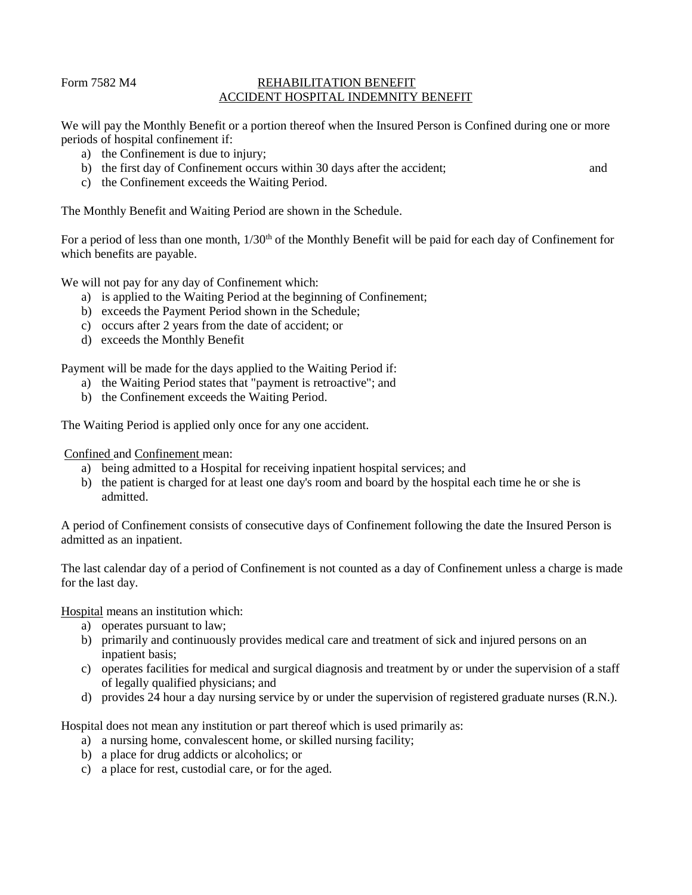Form 7582 M4

## REHABILITATION BENEFIT
## ACCIDENT HOSPITAL INDEMNITY BENEFIT

We will pay the Monthly Benefit or a portion thereof when the Insured Person is Confined during one or more periods of hospital confinement if:

a) the Confinement is due to injury;
b) the first day of Confinement occurs within 30 days after the accident; and
c) the Confinement exceeds the Waiting Period.

The Monthly Benefit and Waiting Period are shown in the Schedule.

For a period of less than one month, 1/30th of the Monthly Benefit will be paid for each day of Confinement for which benefits are payable.

We will not pay for any day of Confinement which:

a) is applied to the Waiting Period at the beginning of Confinement;
b) exceeds the Payment Period shown in the Schedule;
c) occurs after 2 years from the date of accident; or
d) exceeds the Monthly Benefit

Payment will be made for the days applied to the Waiting Period if:

a) the Waiting Period states that "payment is retroactive"; and
b) the Confinement exceeds the Waiting Period.

The Waiting Period is applied only once for any one accident.

Confined and Confinement mean:

a) being admitted to a Hospital for receiving inpatient hospital services; and
b) the patient is charged for at least one day's room and board by the hospital each time he or she is admitted.

A period of Confinement consists of consecutive days of Confinement following the date the Insured Person is admitted as an inpatient.

The last calendar day of a period of Confinement is not counted as a day of Confinement unless a charge is made for the last day.

Hospital means an institution which:

a) operates pursuant to law;
b) primarily and continuously provides medical care and treatment of sick and injured persons on an inpatient basis;
c) operates facilities for medical and surgical diagnosis and treatment by or under the supervision of a staff of legally qualified physicians; and
d) provides 24 hour a day nursing service by or under the supervision of registered graduate nurses (R.N.).

Hospital does not mean any institution or part thereof which is used primarily as:

a) a nursing home, convalescent home, or skilled nursing facility;
b) a place for drug addicts or alcoholics; or
c) a place for rest, custodial care, or for the aged.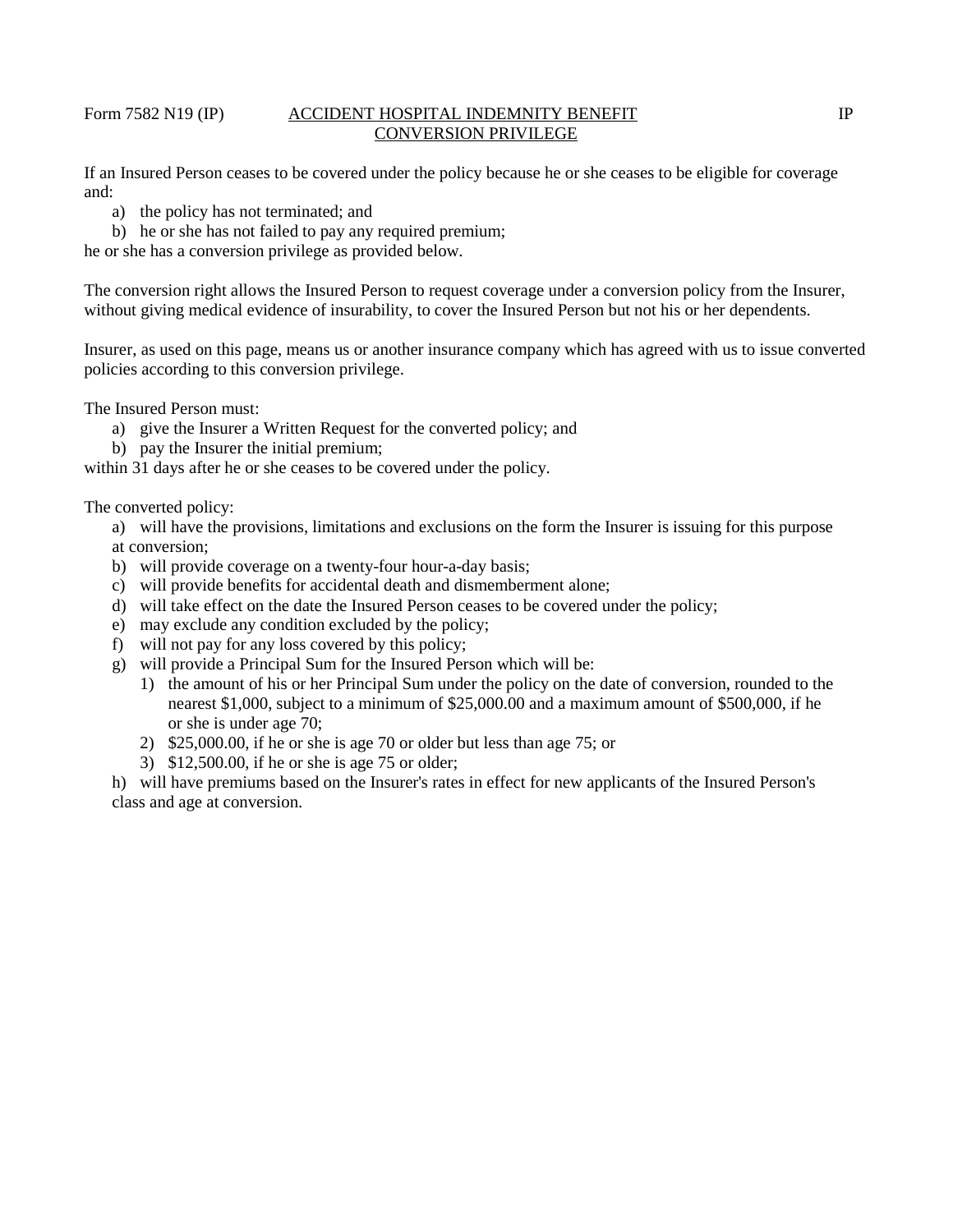Form 7582 N19 (IP) IP

## ACCIDENT HOSPITAL INDEMNITY BENEFIT
## CONVERSION PRIVILEGE

If an Insured Person ceases to be covered under the policy because he or she ceases to be eligible for coverage and:

a) the policy has not terminated; and
b) he or she has not failed to pay any required premium;

he or she has a conversion privilege as provided below.

The conversion right allows the Insured Person to request coverage under a conversion policy from the Insurer, without giving medical evidence of insurability, to cover the Insured Person but not his or her dependents.

Insurer, as used on this page, means us or another insurance company which has agreed with us to issue converted policies according to this conversion privilege.

The Insured Person must:

a) give the Insurer a Written Request for the converted policy; and
b) pay the Insurer the initial premium;

within 31 days after he or she ceases to be covered under the policy.

The converted policy:

a) will have the provisions, limitations and exclusions on the form the Insurer is issuing for this purpose at conversion;
b) will provide coverage on a twenty-four hour-a-day basis;
c) will provide benefits for accidental death and dismemberment alone;
d) will take effect on the date the Insured Person ceases to be covered under the policy;
e) may exclude any condition excluded by the policy;
f) will not pay for any loss covered by this policy;
g) will provide a Principal Sum for the Insured Person which will be:
   1) the amount of his or her Principal Sum under the policy on the date of conversion, rounded to the nearest $1,000, subject to a minimum of $25,000.00 and a maximum amount of $500,000, if he or she is under age 70;
   2) $25,000.00, if he or she is age 70 or older but less than age 75; or
   3) $12,500.00, if he or she is age 75 or older;
h) will have premiums based on the Insurer's rates in effect for new applicants of the Insured Person's class and age at conversion.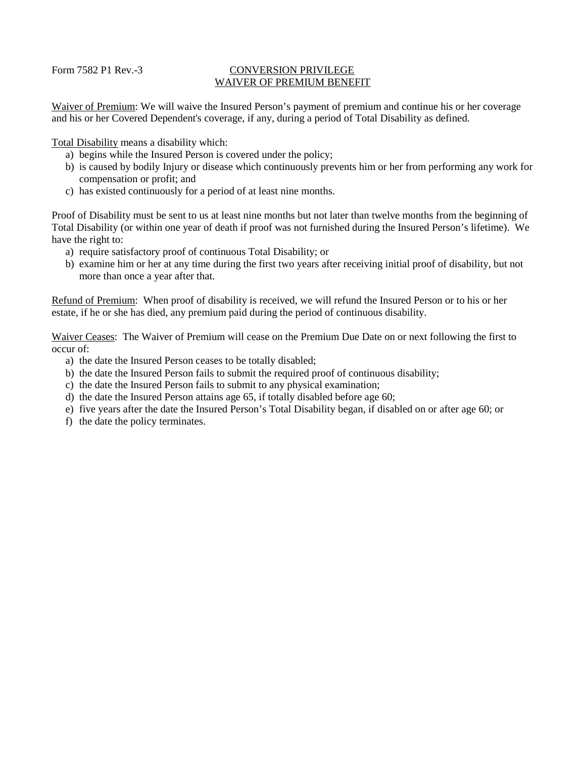Form 7582 P1 Rev.-3

## CONVERSION PRIVILEGE
## WAIVER OF PREMIUM BENEFIT

Waiver of Premium: We will waive the Insured Person's payment of premium and continue his or her coverage and his or her Covered Dependent's coverage, if any, during a period of Total Disability as defined.

Total Disability means a disability which:

a) begins while the Insured Person is covered under the policy;
b) is caused by bodily Injury or disease which continuously prevents him or her from performing any work for compensation or profit; and
c) has existed continuously for a period of at least nine months.

Proof of Disability must be sent to us at least nine months but not later than twelve months from the beginning of Total Disability (or within one year of death if proof was not furnished during the Insured Person's lifetime). We have the right to:

a) require satisfactory proof of continuous Total Disability; or
b) examine him or her at any time during the first two years after receiving initial proof of disability, but not more than once a year after that.

Refund of Premium: When proof of disability is received, we will refund the Insured Person or to his or her estate, if he or she has died, any premium paid during the period of continuous disability.

Waiver Ceases: The Waiver of Premium will cease on the Premium Due Date on or next following the first to occur of:

a) the date the Insured Person ceases to be totally disabled;
b) the date the Insured Person fails to submit the required proof of continuous disability;
c) the date the Insured Person fails to submit to any physical examination;
d) the date the Insured Person attains age 65, if totally disabled before age 60;
e) five years after the date the Insured Person's Total Disability began, if disabled on or after age 60; or
f) the date the policy terminates.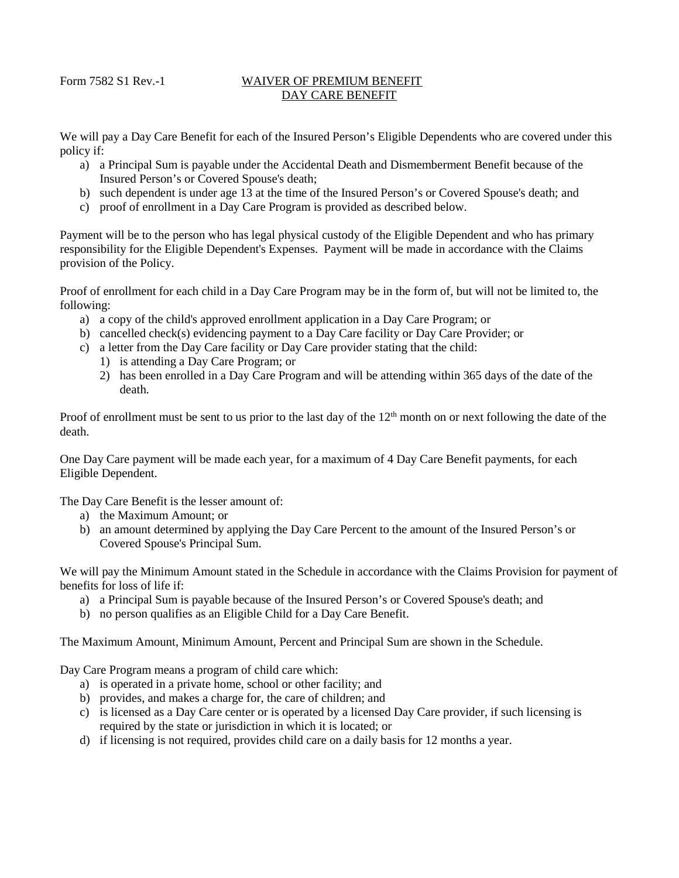Form 7582 S1 Rev.-1

## WAIVER OF PREMIUM BENEFIT
## DAY CARE BENEFIT

We will pay a Day Care Benefit for each of the Insured Person's Eligible Dependents who are covered under this policy if:

a) a Principal Sum is payable under the Accidental Death and Dismemberment Benefit because of the Insured Person's or Covered Spouse's death;
b) such dependent is under age 13 at the time of the Insured Person's or Covered Spouse's death; and
c) proof of enrollment in a Day Care Program is provided as described below.

Payment will be to the person who has legal physical custody of the Eligible Dependent and who has primary responsibility for the Eligible Dependent's Expenses. Payment will be made in accordance with the Claims provision of the Policy.

Proof of enrollment for each child in a Day Care Program may be in the form of, but will not be limited to, the following:

a) a copy of the child's approved enrollment application in a Day Care Program; or
b) cancelled check(s) evidencing payment to a Day Care facility or Day Care Provider; or
c) a letter from the Day Care facility or Day Care provider stating that the child:
   1) is attending a Day Care Program; or
   2) has been enrolled in a Day Care Program and will be attending within 365 days of the date of the death.

Proof of enrollment must be sent to us prior to the last day of the 12th month on or next following the date of the death.

One Day Care payment will be made each year, for a maximum of 4 Day Care Benefit payments, for each Eligible Dependent.

The Day Care Benefit is the lesser amount of:

a) the Maximum Amount; or
b) an amount determined by applying the Day Care Percent to the amount of the Insured Person's or Covered Spouse's Principal Sum.

We will pay the Minimum Amount stated in the Schedule in accordance with the Claims Provision for payment of benefits for loss of life if:

a) a Principal Sum is payable because of the Insured Person's or Covered Spouse's death; and
b) no person qualifies as an Eligible Child for a Day Care Benefit.

The Maximum Amount, Minimum Amount, Percent and Principal Sum are shown in the Schedule.

Day Care Program means a program of child care which:

a) is operated in a private home, school or other facility; and
b) provides, and makes a charge for, the care of children; and
c) is licensed as a Day Care center or is operated by a licensed Day Care provider, if such licensing is required by the state or jurisdiction in which it is located; or
d) if licensing is not required, provides child care on a daily basis for 12 months a year.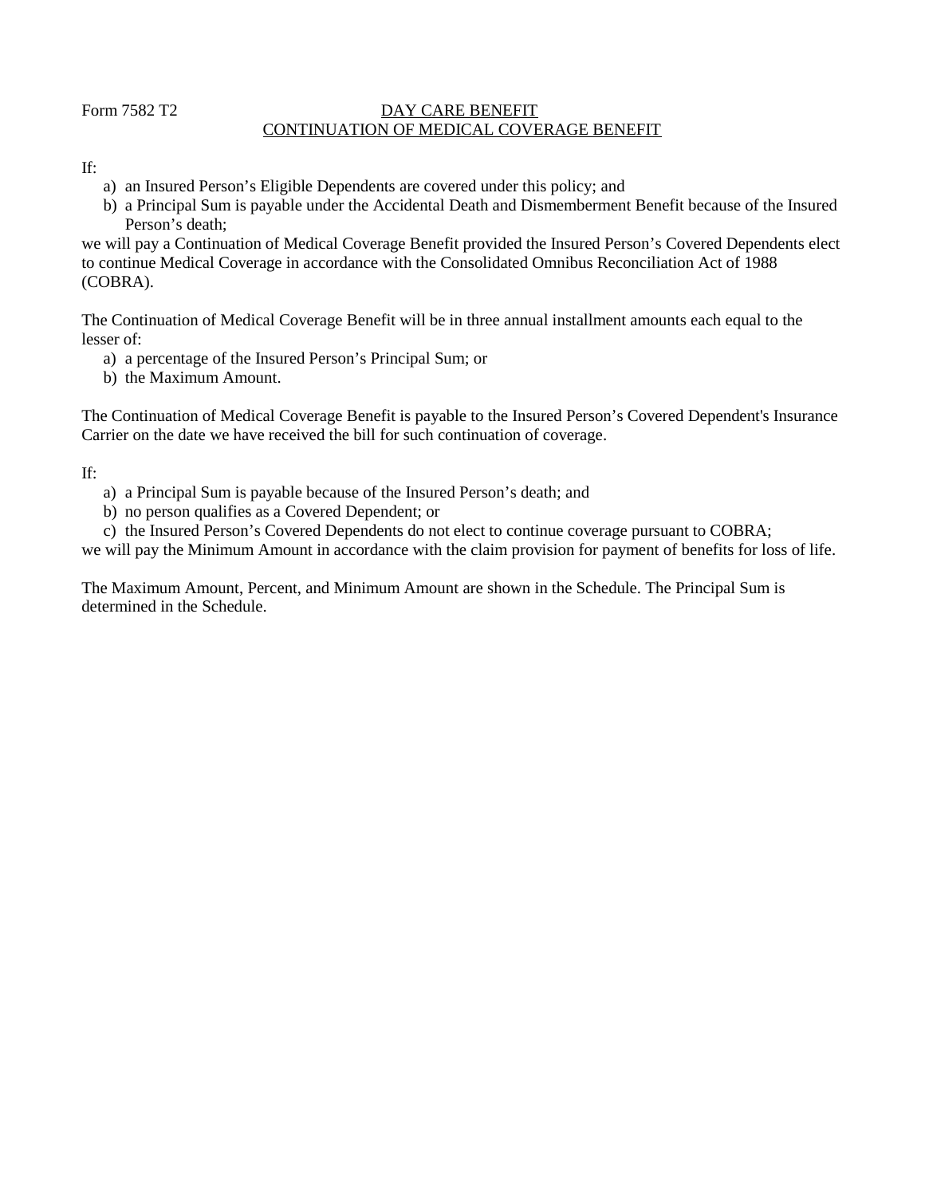Form 7582 T2

## DAY CARE BENEFIT
## CONTINUATION OF MEDICAL COVERAGE BENEFIT

If:

a) an Insured Person's Eligible Dependents are covered under this policy; and
b) a Principal Sum is payable under the Accidental Death and Dismemberment Benefit because of the Insured Person's death;

we will pay a Continuation of Medical Coverage Benefit provided the Insured Person's Covered Dependents elect to continue Medical Coverage in accordance with the Consolidated Omnibus Reconciliation Act of 1988 (COBRA).

The Continuation of Medical Coverage Benefit will be in three annual installment amounts each equal to the lesser of:

a) a percentage of the Insured Person's Principal Sum; or
b) the Maximum Amount.

The Continuation of Medical Coverage Benefit is payable to the Insured Person's Covered Dependent's Insurance Carrier on the date we have received the bill for such continuation of coverage.

If:

a) a Principal Sum is payable because of the Insured Person's death; and
b) no person qualifies as a Covered Dependent; or
c) the Insured Person's Covered Dependents do not elect to continue coverage pursuant to COBRA;

we will pay the Minimum Amount in accordance with the claim provision for payment of benefits for loss of life.

The Maximum Amount, Percent, and Minimum Amount are shown in the Schedule. The Principal Sum is determined in the Schedule.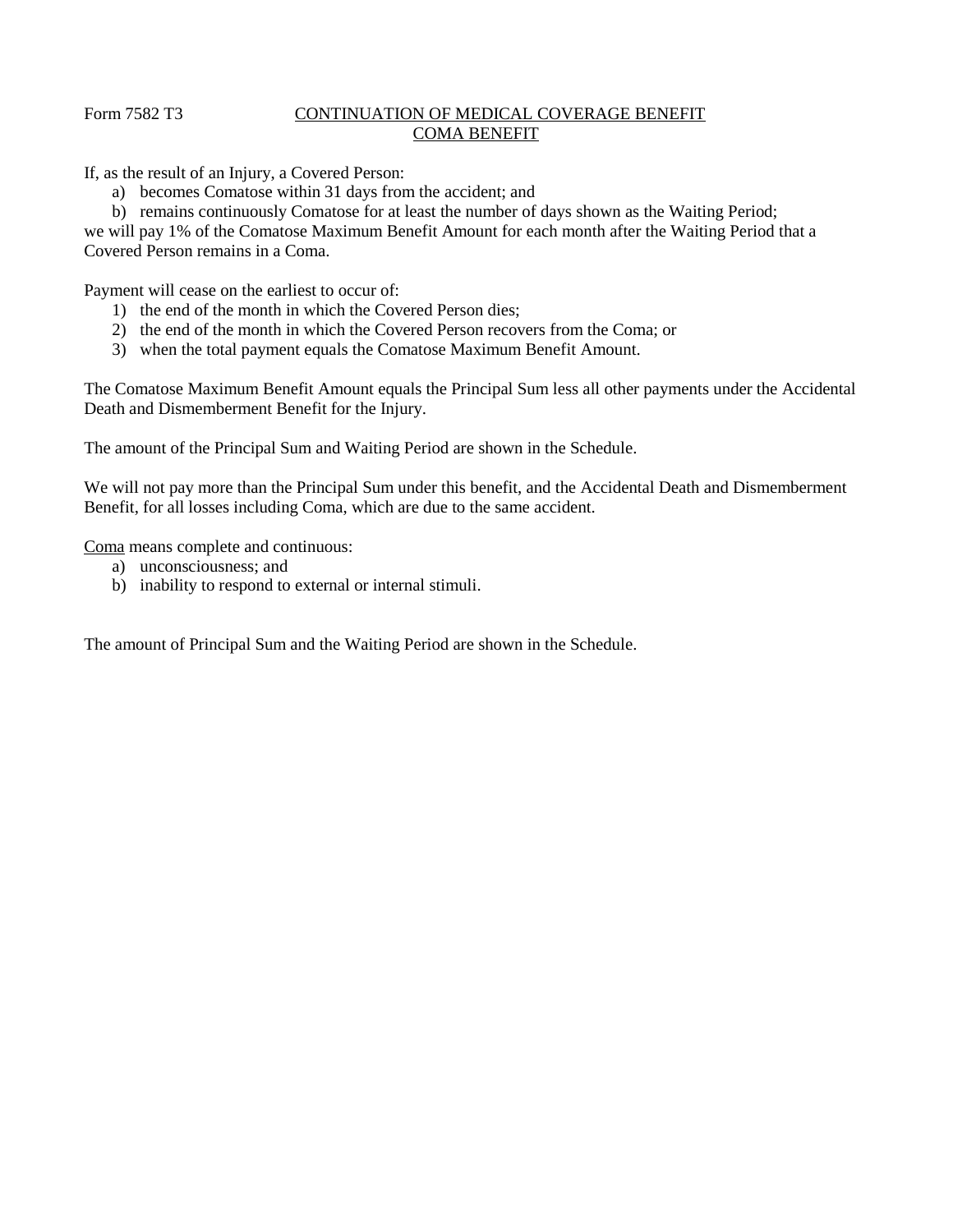Form 7582 T3

## CONTINUATION OF MEDICAL COVERAGE BENEFIT
## COMA BENEFIT

If, as the result of an Injury, a Covered Person:

a) becomes Comatose within 31 days from the accident; and
b) remains continuously Comatose for at least the number of days shown as the Waiting Period;

we will pay 1% of the Comatose Maximum Benefit Amount for each month after the Waiting Period that a Covered Person remains in a Coma.

Payment will cease on the earliest to occur of:

1) the end of the month in which the Covered Person dies;
2) the end of the month in which the Covered Person recovers from the Coma; or
3) when the total payment equals the Comatose Maximum Benefit Amount.

The Comatose Maximum Benefit Amount equals the Principal Sum less all other payments under the Accidental Death and Dismemberment Benefit for the Injury.

The amount of the Principal Sum and Waiting Period are shown in the Schedule.

We will not pay more than the Principal Sum under this benefit, and the Accidental Death and Dismemberment Benefit, for all losses including Coma, which are due to the same accident.

Coma means complete and continuous:

a) unconsciousness; and
b) inability to respond to external or internal stimuli.

The amount of Principal Sum and the Waiting Period are shown in the Schedule.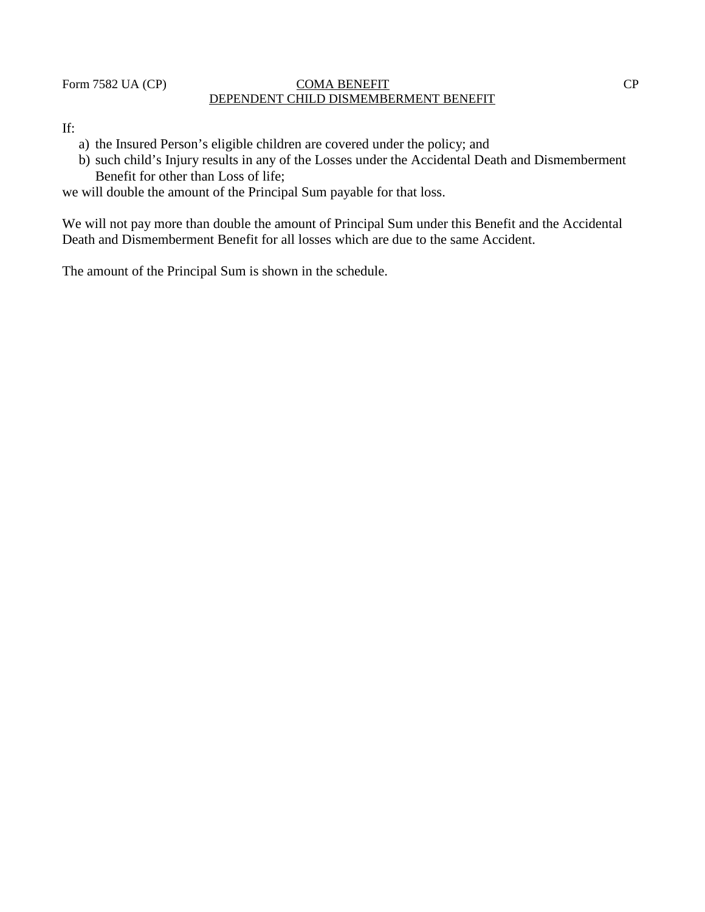Form 7582 UA (CP) CP

## COMA BENEFIT
## DEPENDENT CHILD DISMEMBERMENT BENEFIT

If:

a) the Insured Person's eligible children are covered under the policy; and
b) such child's Injury results in any of the Losses under the Accidental Death and Dismemberment Benefit for other than Loss of life;

we will double the amount of the Principal Sum payable for that loss.

We will not pay more than double the amount of Principal Sum under this Benefit and the Accidental Death and Dismemberment Benefit for all losses which are due to the same Accident.

The amount of the Principal Sum is shown in the schedule.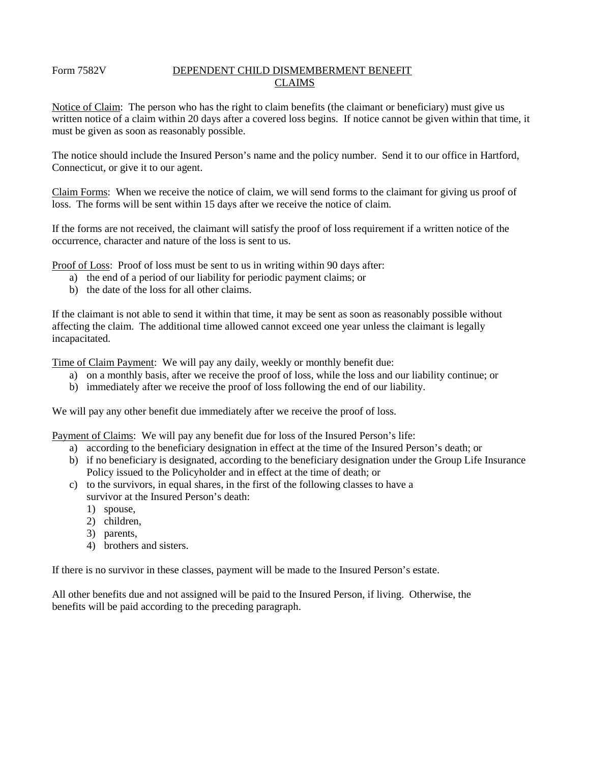Form 7582V

## DEPENDENT CHILD DISMEMBERMENT BENEFIT CLAIMS

Notice of Claim: The person who has the right to claim benefits (the claimant or beneficiary) must give us written notice of a claim within 20 days after a covered loss begins. If notice cannot be given within that time, it must be given as soon as reasonably possible.

The notice should include the Insured Person's name and the policy number. Send it to our office in Hartford, Connecticut, or give it to our agent.

Claim Forms: When we receive the notice of claim, we will send forms to the claimant for giving us proof of loss. The forms will be sent within 15 days after we receive the notice of claim.

If the forms are not received, the claimant will satisfy the proof of loss requirement if a written notice of the occurrence, character and nature of the loss is sent to us.

Proof of Loss: Proof of loss must be sent to us in writing within 90 days after:

a) the end of a period of our liability for periodic payment claims; or
b) the date of the loss for all other claims.

If the claimant is not able to send it within that time, it may be sent as soon as reasonably possible without affecting the claim. The additional time allowed cannot exceed one year unless the claimant is legally incapacitated.

Time of Claim Payment: We will pay any daily, weekly or monthly benefit due:

a) on a monthly basis, after we receive the proof of loss, while the loss and our liability continue; or
b) immediately after we receive the proof of loss following the end of our liability.

We will pay any other benefit due immediately after we receive the proof of loss.

Payment of Claims: We will pay any benefit due for loss of the Insured Person's life:

a) according to the beneficiary designation in effect at the time of the Insured Person's death; or
b) if no beneficiary is designated, according to the beneficiary designation under the Group Life Insurance Policy issued to the Policyholder and in effect at the time of death; or
c) to the survivors, in equal shares, in the first of the following classes to have a survivor at the Insured Person's death:
    1) spouse,
    2) children,
    3) parents,
    4) brothers and sisters.

If there is no survivor in these classes, payment will be made to the Insured Person's estate.

All other benefits due and not assigned will be paid to the Insured Person, if living. Otherwise, the benefits will be paid according to the preceding paragraph.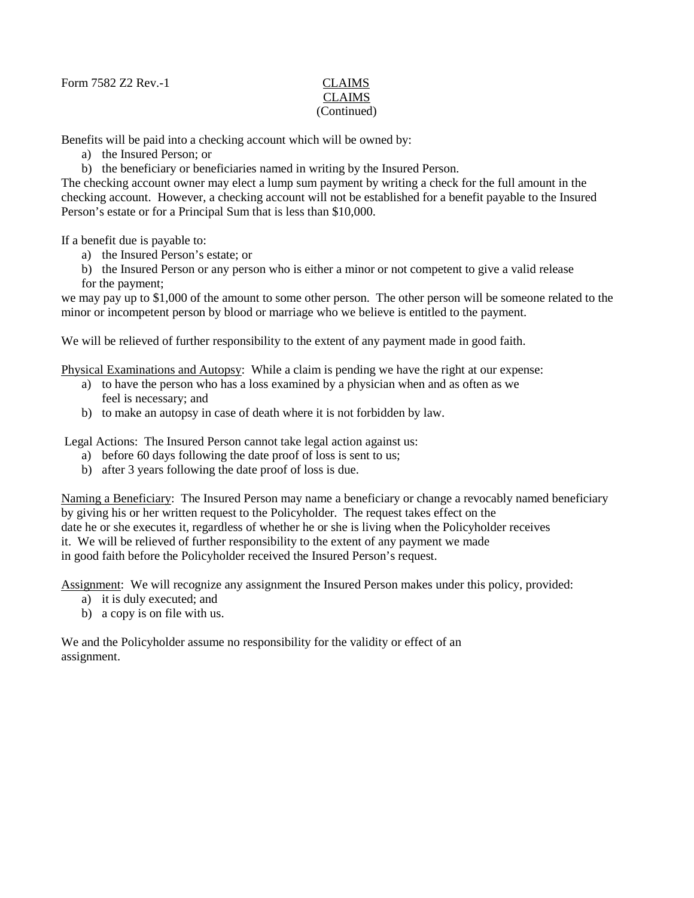Form 7582 Z2 Rev.-1

CLAIMS
CLAIMS
(Continued)

Benefits will be paid into a checking account which will be owned by:

a) the Insured Person; or
b) the beneficiary or beneficiaries named in writing by the Insured Person.

The checking account owner may elect a lump sum payment by writing a check for the full amount in the checking account. However, a checking account will not be established for a benefit payable to the Insured Person's estate or for a Principal Sum that is less than $10,000.

If a benefit due is payable to:

a) the Insured Person's estate; or
b) the Insured Person or any person who is either a minor or not competent to give a valid release for the payment;

we may pay up to $1,000 of the amount to some other person. The other person will be someone related to the minor or incompetent person by blood or marriage who we believe is entitled to the payment.

We will be relieved of further responsibility to the extent of any payment made in good faith.

Physical Examinations and Autopsy: While a claim is pending we have the right at our expense:

a) to have the person who has a loss examined by a physician when and as often as we feel is necessary; and
b) to make an autopsy in case of death where it is not forbidden by law.

Legal Actions: The Insured Person cannot take legal action against us:

a) before 60 days following the date proof of loss is sent to us;
b) after 3 years following the date proof of loss is due.

Naming a Beneficiary: The Insured Person may name a beneficiary or change a revocably named beneficiary by giving his or her written request to the Policyholder. The request takes effect on the date he or she executes it, regardless of whether he or she is living when the Policyholder receives it. We will be relieved of further responsibility to the extent of any payment we made in good faith before the Policyholder received the Insured Person's request.

Assignment: We will recognize any assignment the Insured Person makes under this policy, provided:

a) it is duly executed; and
b) a copy is on file with us.

We and the Policyholder assume no responsibility for the validity or effect of an assignment.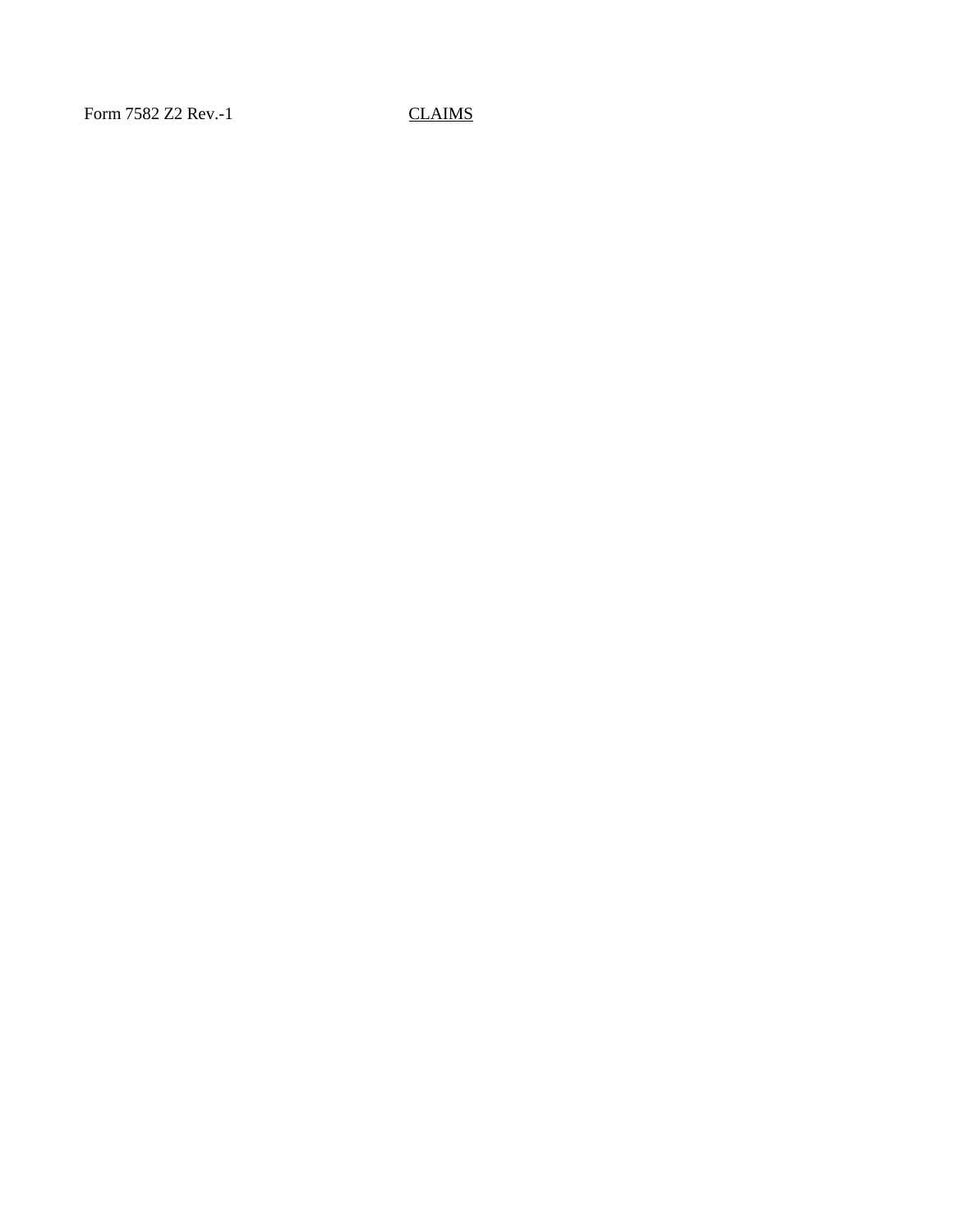Form 7582 Z2 Rev.-1

CLAIMS